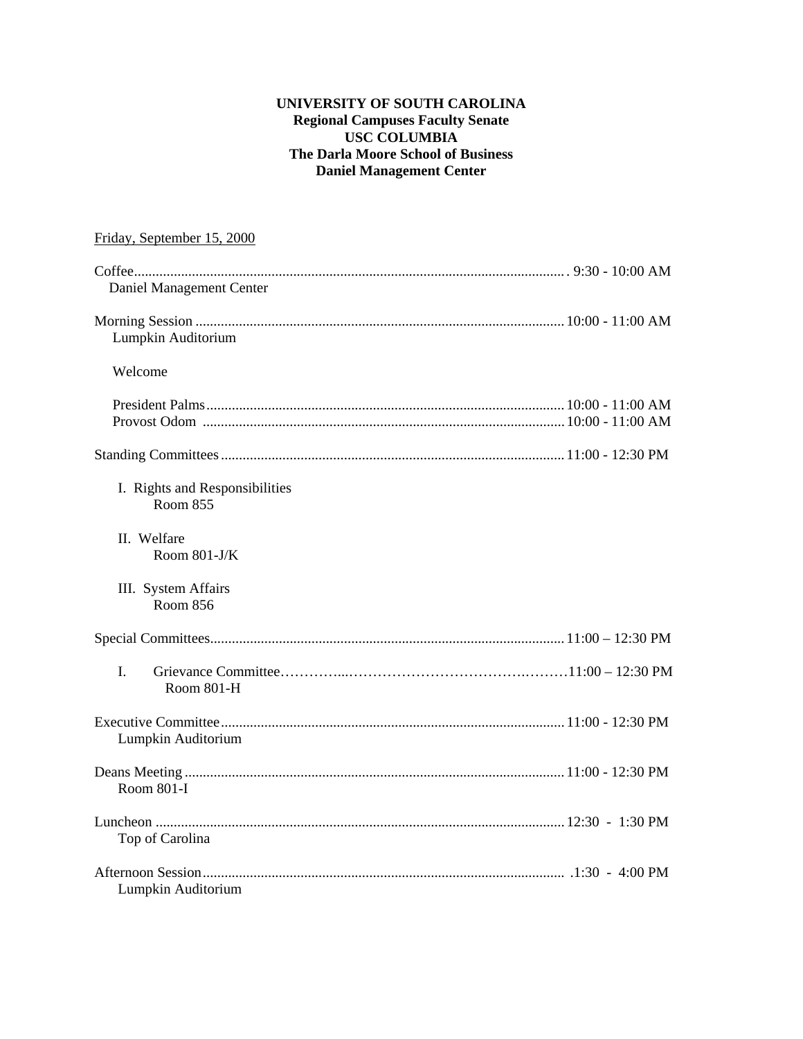**UNIVERSITY OF SOUTH CAROLINA**
**Regional Campuses Faculty Senate**
**USC COLUMBIA**
**The Darla Moore School of Business**
**Daniel Management Center**

Friday, September 15, 2000

Coffee....................................................................... 9:30 - 10:00 AM
Daniel Management Center

Morning Session .................................................................. 10:00 - 11:00 AM
Lumpkin Auditorium

Welcome

President Palms ................................................................. 10:00 - 11:00 AM
Provost Odom .................................................................. 10:00 - 11:00 AM

Standing Committees .................................................................. 11:00 - 12:30 PM

I. Rights and Responsibilities
Room 855

II. Welfare
Room 801-J/K

III. System Affairs
Room 856

Special Committees.................................................................. 11:00 – 12:30 PM

I. Grievance Committee.................................................................. 11:00 – 12:30 PM
Room 801-H

Executive Committee .................................................................. 11:00 - 12:30 PM
Lumpkin Auditorium

Deans Meeting .................................................................. 11:00 - 12:30 PM
Room 801-I

Luncheon .................................................................. 12:30 - 1:30 PM
Top of Carolina

Afternoon Session .................................................................. .1:30 - 4:00 PM
Lumpkin Auditorium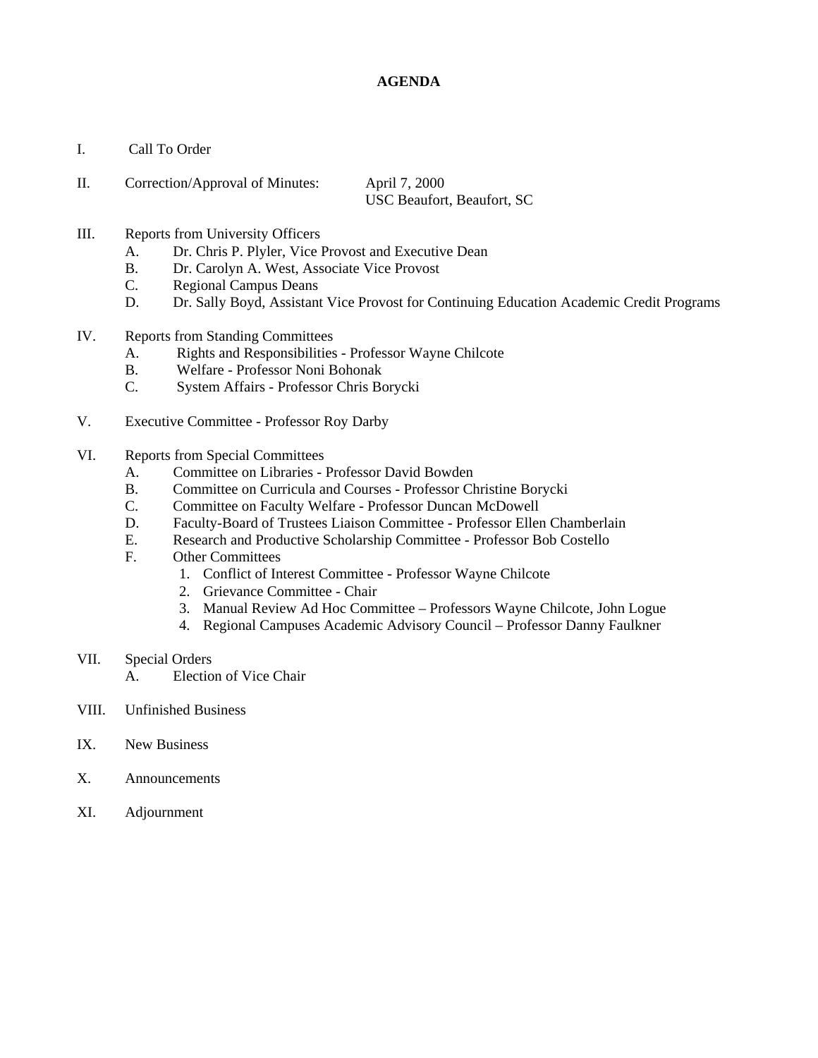# AGENDA

I. Call To Order

II. Correction/Approval of Minutes: April 7, 2000
USC Beaufort, Beaufort, SC

III. Reports from University Officers
   A. Dr. Chris P. Plyler, Vice Provost and Executive Dean
   B. Dr. Carolyn A. West, Associate Vice Provost
   C. Regional Campus Deans
   D. Dr. Sally Boyd, Assistant Vice Provost for Continuing Education Academic Credit Programs

IV. Reports from Standing Committees
   A. Rights and Responsibilities - Professor Wayne Chilcote
   B. Welfare - Professor Noni Bohonak
   C. System Affairs - Professor Chris Borycki

V. Executive Committee - Professor Roy Darby

VI. Reports from Special Committees
   A. Committee on Libraries - Professor David Bowden
   B. Committee on Curricula and Courses - Professor Christine Borycki
   C. Committee on Faculty Welfare - Professor Duncan McDowell
   D. Faculty-Board of Trustees Liaison Committee - Professor Ellen Chamberlain
   E. Research and Productive Scholarship Committee - Professor Bob Costello
   F. Other Committees
      1. Conflict of Interest Committee - Professor Wayne Chilcote
      2. Grievance Committee - Chair
      3. Manual Review Ad Hoc Committee – Professors Wayne Chilcote, John Logue
      4. Regional Campuses Academic Advisory Council – Professor Danny Faulkner

VII. Special Orders
   A. Election of Vice Chair

VIII. Unfinished Business

IX. New Business

X. Announcements

XI. Adjournment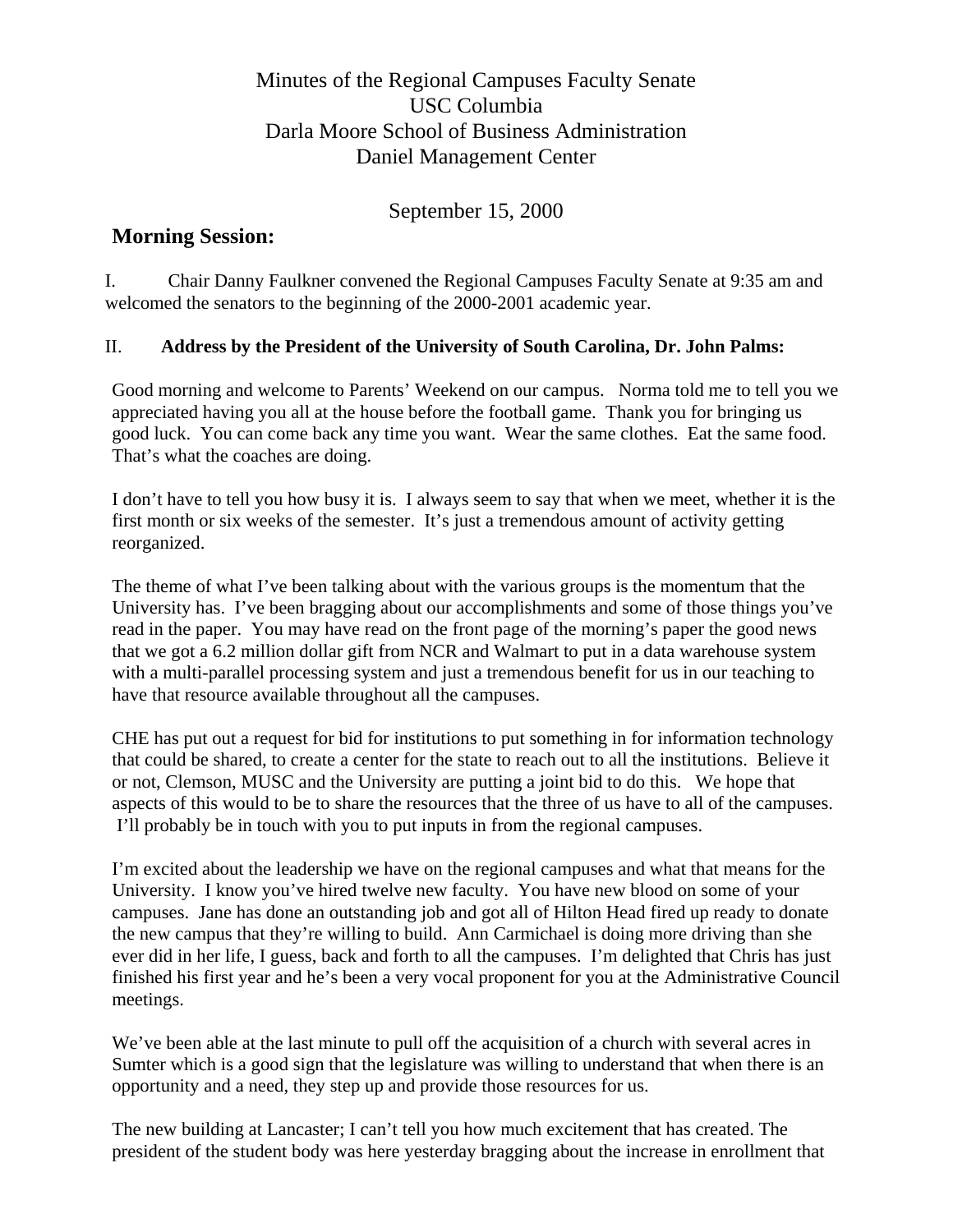# Minutes of the Regional Campuses Faculty Senate
# USC Columbia
# Darla Moore School of Business Administration
# Daniel Management Center

September 15, 2000

## Morning Session:

I. Chair Danny Faulkner convened the Regional Campuses Faculty Senate at 9:35 am and welcomed the senators to the beginning of the 2000-2001 academic year.

II. **Address by the President of the University of South Carolina, Dr. John Palms:**

Good morning and welcome to Parents' Weekend on our campus. Norma told me to tell you we appreciated having you all at the house before the football game. Thank you for bringing us good luck. You can come back any time you want. Wear the same clothes. Eat the same food. That's what the coaches are doing.

I don't have to tell you how busy it is. I always seem to say that when we meet, whether it is the first month or six weeks of the semester. It's just a tremendous amount of activity getting reorganized.

The theme of what I've been talking about with the various groups is the momentum that the University has. I've been bragging about our accomplishments and some of those things you've read in the paper. You may have read on the front page of the morning's paper the good news that we got a 6.2 million dollar gift from NCR and Walmart to put in a data warehouse system with a multi-parallel processing system and just a tremendous benefit for us in our teaching to have that resource available throughout all the campuses.

CHE has put out a request for bid for institutions to put something in for information technology that could be shared, to create a center for the state to reach out to all the institutions. Believe it or not, Clemson, MUSC and the University are putting a joint bid to do this. We hope that aspects of this would to be to share the resources that the three of us have to all of the campuses. I'll probably be in touch with you to put inputs in from the regional campuses.

I'm excited about the leadership we have on the regional campuses and what that means for the University. I know you've hired twelve new faculty. You have new blood on some of your campuses. Jane has done an outstanding job and got all of Hilton Head fired up ready to donate the new campus that they're willing to build. Ann Carmichael is doing more driving than she ever did in her life, I guess, back and forth to all the campuses. I'm delighted that Chris has just finished his first year and he's been a very vocal proponent for you at the Administrative Council meetings.

We've been able at the last minute to pull off the acquisition of a church with several acres in Sumter which is a good sign that the legislature was willing to understand that when there is an opportunity and a need, they step up and provide those resources for us.

The new building at Lancaster; I can't tell you how much excitement that has created. The president of the student body was here yesterday bragging about the increase in enrollment that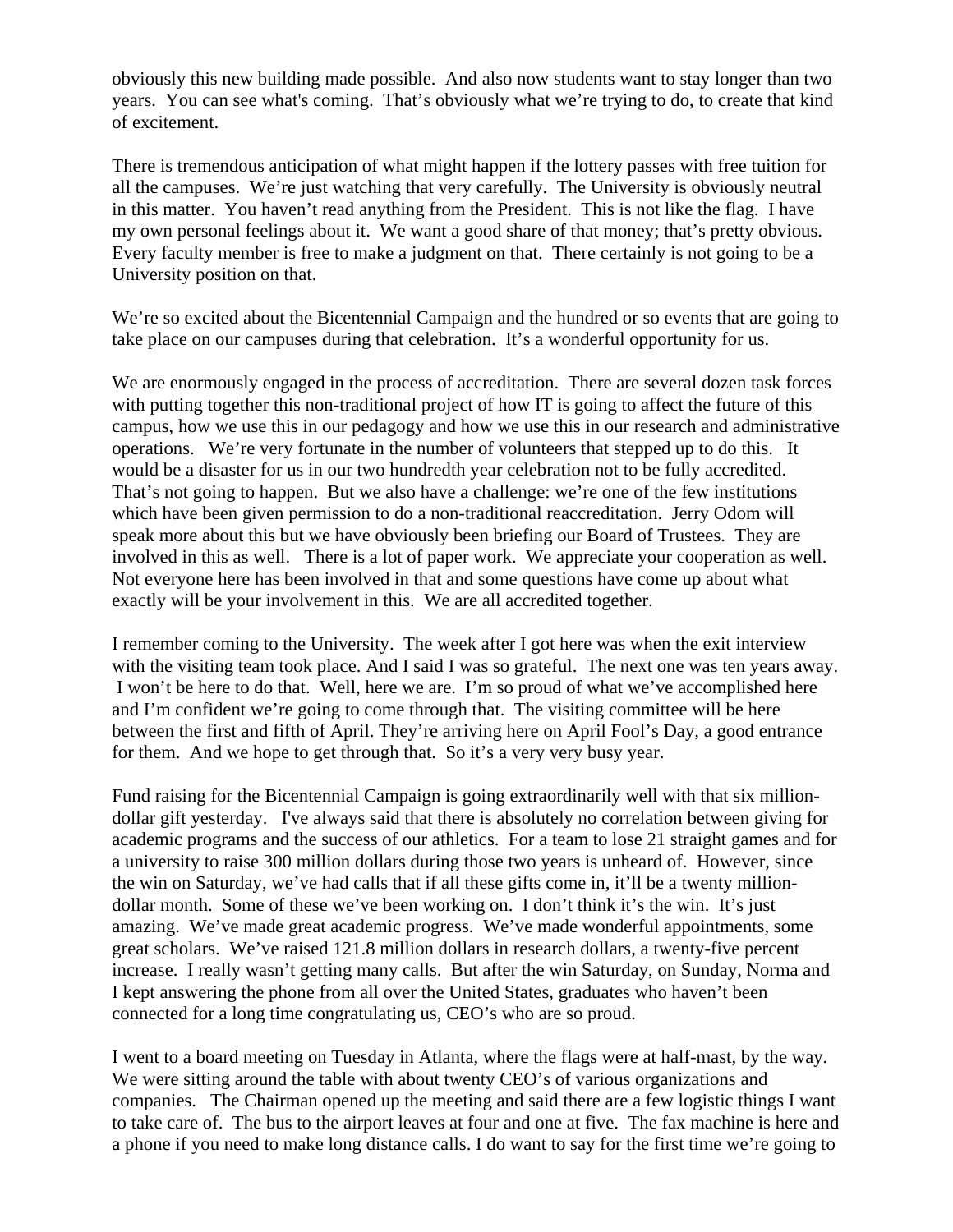obviously this new building made possible. And also now students want to stay longer than two years. You can see what's coming. That's obviously what we're trying to do, to create that kind of excitement.

There is tremendous anticipation of what might happen if the lottery passes with free tuition for all the campuses. We're just watching that very carefully. The University is obviously neutral in this matter. You haven't read anything from the President. This is not like the flag. I have my own personal feelings about it. We want a good share of that money; that's pretty obvious. Every faculty member is free to make a judgment on that. There certainly is not going to be a University position on that.

We're so excited about the Bicentennial Campaign and the hundred or so events that are going to take place on our campuses during that celebration. It's a wonderful opportunity for us.

We are enormously engaged in the process of accreditation. There are several dozen task forces with putting together this non-traditional project of how IT is going to affect the future of this campus, how we use this in our pedagogy and how we use this in our research and administrative operations. We're very fortunate in the number of volunteers that stepped up to do this. It would be a disaster for us in our two hundredth year celebration not to be fully accredited. That's not going to happen. But we also have a challenge: we're one of the few institutions which have been given permission to do a non-traditional reaccreditation. Jerry Odom will speak more about this but we have obviously been briefing our Board of Trustees. They are involved in this as well. There is a lot of paper work. We appreciate your cooperation as well. Not everyone here has been involved in that and some questions have come up about what exactly will be your involvement in this. We are all accredited together.

I remember coming to the University. The week after I got here was when the exit interview with the visiting team took place. And I said I was so grateful. The next one was ten years away. I won't be here to do that. Well, here we are. I'm so proud of what we've accomplished here and I'm confident we're going to come through that. The visiting committee will be here between the first and fifth of April. They're arriving here on April Fool's Day, a good entrance for them. And we hope to get through that. So it's a very very busy year.

Fund raising for the Bicentennial Campaign is going extraordinarily well with that six million-dollar gift yesterday. I've always said that there is absolutely no correlation between giving for academic programs and the success of our athletics. For a team to lose 21 straight games and for a university to raise 300 million dollars during those two years is unheard of. However, since the win on Saturday, we've had calls that if all these gifts come in, it'll be a twenty million-dollar month. Some of these we've been working on. I don't think it's the win. It's just amazing. We've made great academic progress. We've made wonderful appointments, some great scholars. We've raised 121.8 million dollars in research dollars, a twenty-five percent increase. I really wasn't getting many calls. But after the win Saturday, on Sunday, Norma and I kept answering the phone from all over the United States, graduates who haven't been connected for a long time congratulating us, CEO's who are so proud.

I went to a board meeting on Tuesday in Atlanta, where the flags were at half-mast, by the way. We were sitting around the table with about twenty CEO's of various organizations and companies. The Chairman opened up the meeting and said there are a few logistic things I want to take care of. The bus to the airport leaves at four and one at five. The fax machine is here and a phone if you need to make long distance calls. I do want to say for the first time we're going to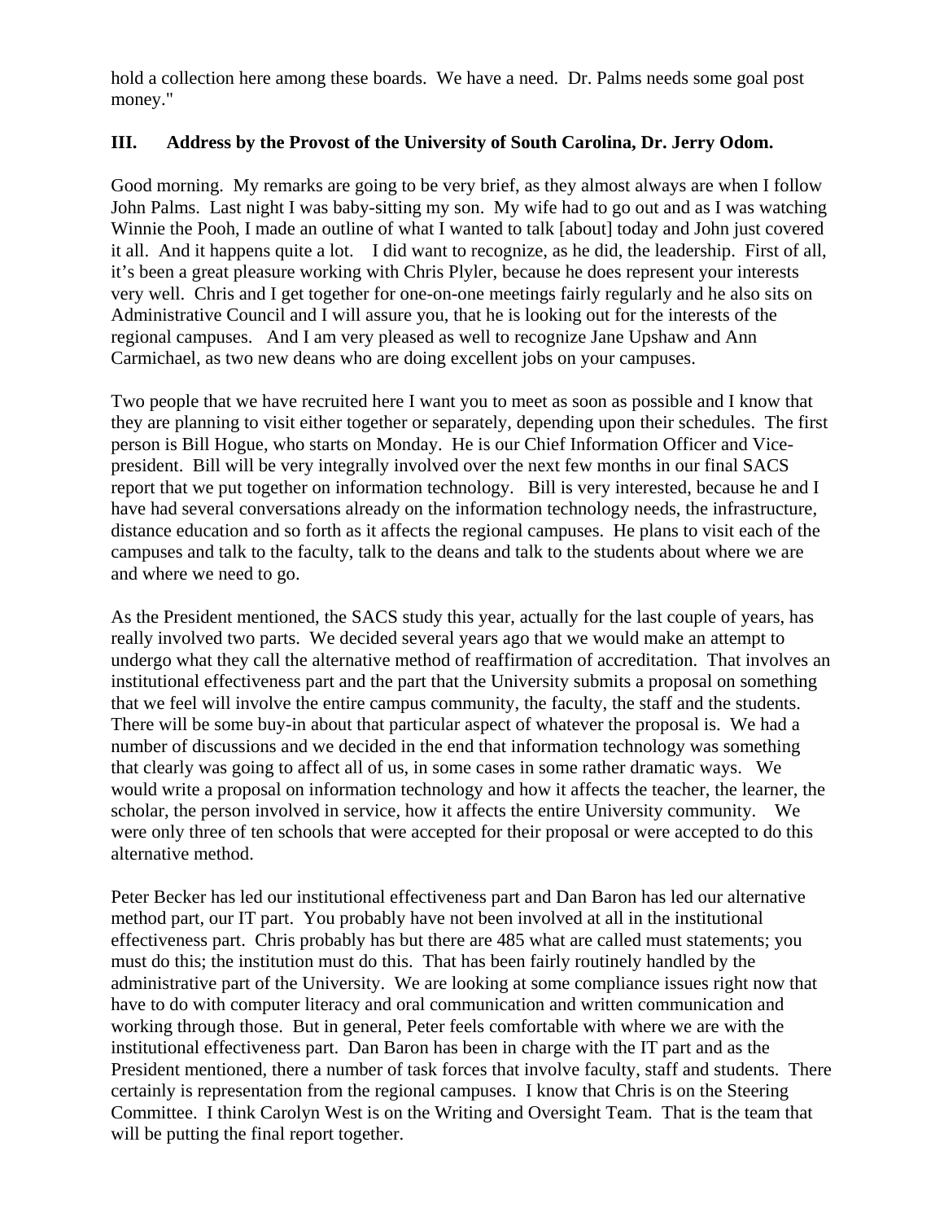hold a collection here among these boards. We have a need. Dr. Palms needs some goal post money."

### III. Address by the Provost of the University of South Carolina, Dr. Jerry Odom.

Good morning. My remarks are going to be very brief, as they almost always are when I follow John Palms. Last night I was baby-sitting my son. My wife had to go out and as I was watching Winnie the Pooh, I made an outline of what I wanted to talk [about] today and John just covered it all. And it happens quite a lot. I did want to recognize, as he did, the leadership. First of all, it's been a great pleasure working with Chris Plyler, because he does represent your interests very well. Chris and I get together for one-on-one meetings fairly regularly and he also sits on Administrative Council and I will assure you, that he is looking out for the interests of the regional campuses. And I am very pleased as well to recognize Jane Upshaw and Ann Carmichael, as two new deans who are doing excellent jobs on your campuses.

Two people that we have recruited here I want you to meet as soon as possible and I know that they are planning to visit either together or separately, depending upon their schedules. The first person is Bill Hogue, who starts on Monday. He is our Chief Information Officer and Vice-president. Bill will be very integrally involved over the next few months in our final SACS report that we put together on information technology. Bill is very interested, because he and I have had several conversations already on the information technology needs, the infrastructure, distance education and so forth as it affects the regional campuses. He plans to visit each of the campuses and talk to the faculty, talk to the deans and talk to the students about where we are and where we need to go.

As the President mentioned, the SACS study this year, actually for the last couple of years, has really involved two parts. We decided several years ago that we would make an attempt to undergo what they call the alternative method of reaffirmation of accreditation. That involves an institutional effectiveness part and the part that the University submits a proposal on something that we feel will involve the entire campus community, the faculty, the staff and the students. There will be some buy-in about that particular aspect of whatever the proposal is. We had a number of discussions and we decided in the end that information technology was something that clearly was going to affect all of us, in some cases in some rather dramatic ways. We would write a proposal on information technology and how it affects the teacher, the learner, the scholar, the person involved in service, how it affects the entire University community. We were only three of ten schools that were accepted for their proposal or were accepted to do this alternative method.

Peter Becker has led our institutional effectiveness part and Dan Baron has led our alternative method part, our IT part. You probably have not been involved at all in the institutional effectiveness part. Chris probably has but there are 485 what are called must statements; you must do this; the institution must do this. That has been fairly routinely handled by the administrative part of the University. We are looking at some compliance issues right now that have to do with computer literacy and oral communication and written communication and working through those. But in general, Peter feels comfortable with where we are with the institutional effectiveness part. Dan Baron has been in charge with the IT part and as the President mentioned, there a number of task forces that involve faculty, staff and students. There certainly is representation from the regional campuses. I know that Chris is on the Steering Committee. I think Carolyn West is on the Writing and Oversight Team. That is the team that will be putting the final report together.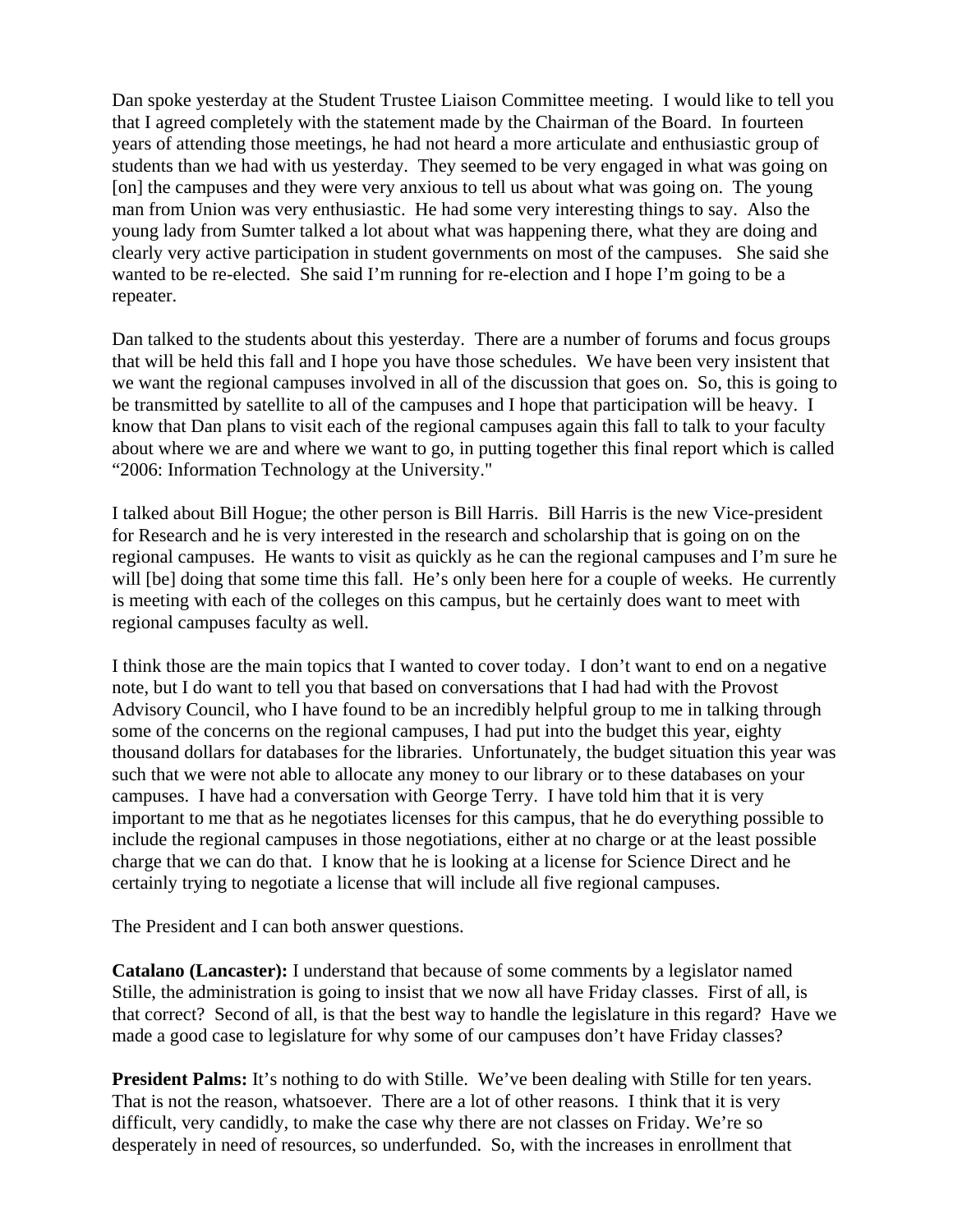Dan spoke yesterday at the Student Trustee Liaison Committee meeting. I would like to tell you that I agreed completely with the statement made by the Chairman of the Board. In fourteen years of attending those meetings, he had not heard a more articulate and enthusiastic group of students than we had with us yesterday. They seemed to be very engaged in what was going on [on] the campuses and they were very anxious to tell us about what was going on. The young man from Union was very enthusiastic. He had some very interesting things to say. Also the young lady from Sumter talked a lot about what was happening there, what they are doing and clearly very active participation in student governments on most of the campuses. She said she wanted to be re-elected. She said I'm running for re-election and I hope I'm going to be a repeater.

Dan talked to the students about this yesterday. There are a number of forums and focus groups that will be held this fall and I hope you have those schedules. We have been very insistent that we want the regional campuses involved in all of the discussion that goes on. So, this is going to be transmitted by satellite to all of the campuses and I hope that participation will be heavy. I know that Dan plans to visit each of the regional campuses again this fall to talk to your faculty about where we are and where we want to go, in putting together this final report which is called "2006: Information Technology at the University."

I talked about Bill Hogue; the other person is Bill Harris. Bill Harris is the new Vice-president for Research and he is very interested in the research and scholarship that is going on on the regional campuses. He wants to visit as quickly as he can the regional campuses and I'm sure he will [be] doing that some time this fall. He's only been here for a couple of weeks. He currently is meeting with each of the colleges on this campus, but he certainly does want to meet with regional campuses faculty as well.

I think those are the main topics that I wanted to cover today. I don't want to end on a negative note, but I do want to tell you that based on conversations that I had had with the Provost Advisory Council, who I have found to be an incredibly helpful group to me in talking through some of the concerns on the regional campuses, I had put into the budget this year, eighty thousand dollars for databases for the libraries. Unfortunately, the budget situation this year was such that we were not able to allocate any money to our library or to these databases on your campuses. I have had a conversation with George Terry. I have told him that it is very important to me that as he negotiates licenses for this campus, that he do everything possible to include the regional campuses in those negotiations, either at no charge or at the least possible charge that we can do that. I know that he is looking at a license for Science Direct and he certainly trying to negotiate a license that will include all five regional campuses.

The President and I can both answer questions.

**Catalano (Lancaster):** I understand that because of some comments by a legislator named Stille, the administration is going to insist that we now all have Friday classes. First of all, is that correct? Second of all, is that the best way to handle the legislature in this regard? Have we made a good case to legislature for why some of our campuses don't have Friday classes?

**President Palms:** It's nothing to do with Stille. We've been dealing with Stille for ten years. That is not the reason, whatsoever. There are a lot of other reasons. I think that it is very difficult, very candidly, to make the case why there are not classes on Friday. We're so desperately in need of resources, so underfunded. So, with the increases in enrollment that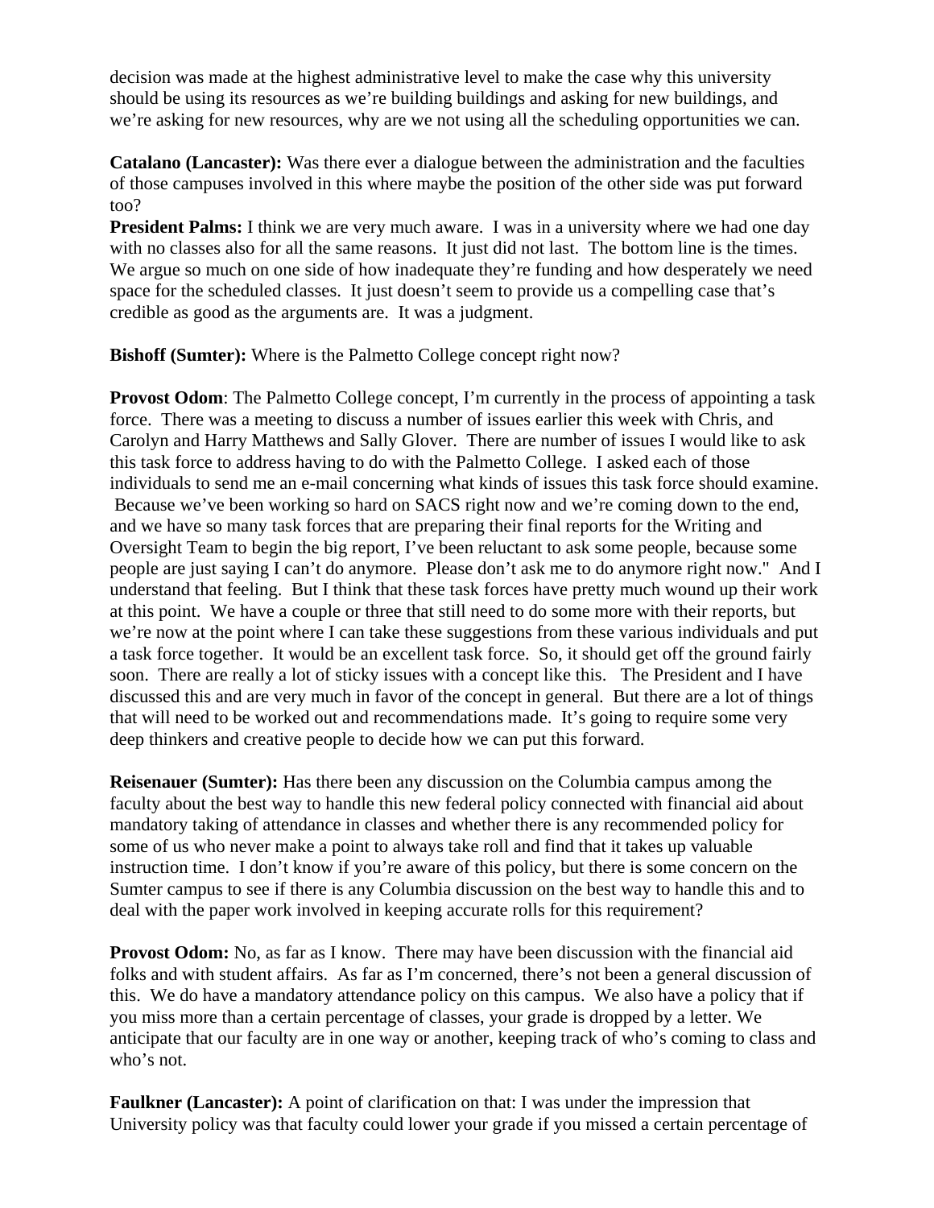decision was made at the highest administrative level to make the case why this university should be using its resources as we're building buildings and asking for new buildings, and we're asking for new resources, why are we not using all the scheduling opportunities we can.

**Catalano (Lancaster):** Was there ever a dialogue between the administration and the faculties of those campuses involved in this where maybe the position of the other side was put forward too?

**President Palms:** I think we are very much aware. I was in a university where we had one day with no classes also for all the same reasons. It just did not last. The bottom line is the times. We argue so much on one side of how inadequate they're funding and how desperately we need space for the scheduled classes. It just doesn't seem to provide us a compelling case that's credible as good as the arguments are. It was a judgment.

**Bishoff (Sumter):** Where is the Palmetto College concept right now?

**Provost Odom**: The Palmetto College concept, I'm currently in the process of appointing a task force. There was a meeting to discuss a number of issues earlier this week with Chris, and Carolyn and Harry Matthews and Sally Glover. There are number of issues I would like to ask this task force to address having to do with the Palmetto College. I asked each of those individuals to send me an e-mail concerning what kinds of issues this task force should examine. Because we've been working so hard on SACS right now and we're coming down to the end, and we have so many task forces that are preparing their final reports for the Writing and Oversight Team to begin the big report, I've been reluctant to ask some people, because some people are just saying I can't do anymore. Please don't ask me to do anymore right now." And I understand that feeling. But I think that these task forces have pretty much wound up their work at this point. We have a couple or three that still need to do some more with their reports, but we're now at the point where I can take these suggestions from these various individuals and put a task force together. It would be an excellent task force. So, it should get off the ground fairly soon. There are really a lot of sticky issues with a concept like this. The President and I have discussed this and are very much in favor of the concept in general. But there are a lot of things that will need to be worked out and recommendations made. It's going to require some very deep thinkers and creative people to decide how we can put this forward.

**Reisenauer (Sumter):** Has there been any discussion on the Columbia campus among the faculty about the best way to handle this new federal policy connected with financial aid about mandatory taking of attendance in classes and whether there is any recommended policy for some of us who never make a point to always take roll and find that it takes up valuable instruction time. I don't know if you're aware of this policy, but there is some concern on the Sumter campus to see if there is any Columbia discussion on the best way to handle this and to deal with the paper work involved in keeping accurate rolls for this requirement?

**Provost Odom:** No, as far as I know. There may have been discussion with the financial aid folks and with student affairs. As far as I'm concerned, there's not been a general discussion of this. We do have a mandatory attendance policy on this campus. We also have a policy that if you miss more than a certain percentage of classes, your grade is dropped by a letter. We anticipate that our faculty are in one way or another, keeping track of who's coming to class and who's not.

**Faulkner (Lancaster):** A point of clarification on that: I was under the impression that University policy was that faculty could lower your grade if you missed a certain percentage of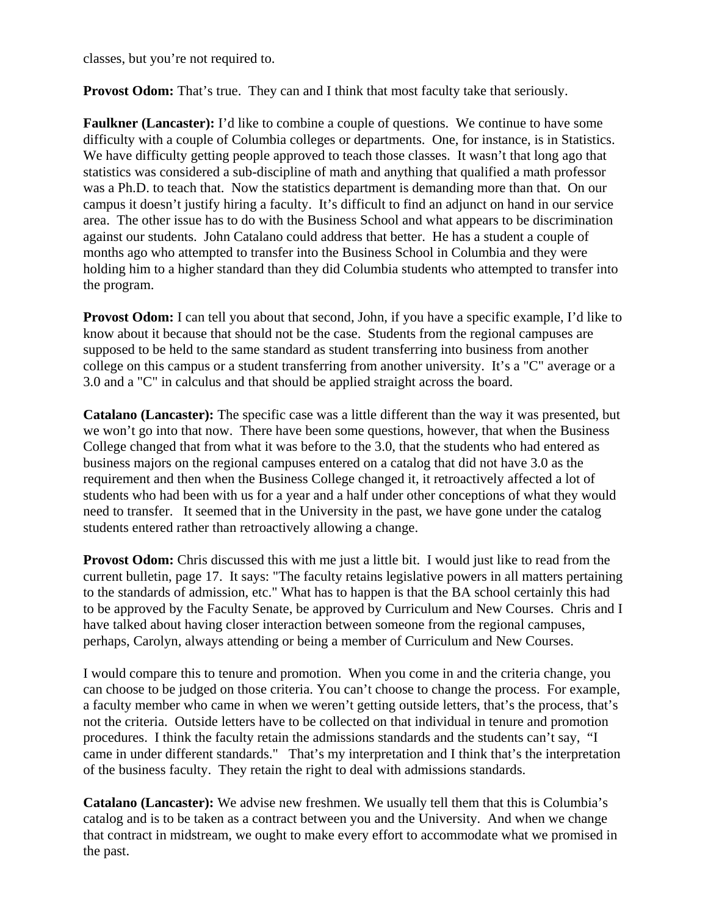classes, but you're not required to.

**Provost Odom:** That's true. They can and I think that most faculty take that seriously.

**Faulkner (Lancaster):** I'd like to combine a couple of questions. We continue to have some difficulty with a couple of Columbia colleges or departments. One, for instance, is in Statistics. We have difficulty getting people approved to teach those classes. It wasn't that long ago that statistics was considered a sub-discipline of math and anything that qualified a math professor was a Ph.D. to teach that. Now the statistics department is demanding more than that. On our campus it doesn't justify hiring a faculty. It's difficult to find an adjunct on hand in our service area. The other issue has to do with the Business School and what appears to be discrimination against our students. John Catalano could address that better. He has a student a couple of months ago who attempted to transfer into the Business School in Columbia and they were holding him to a higher standard than they did Columbia students who attempted to transfer into the program.

**Provost Odom:** I can tell you about that second, John, if you have a specific example, I'd like to know about it because that should not be the case. Students from the regional campuses are supposed to be held to the same standard as student transferring into business from another college on this campus or a student transferring from another university. It's a "C" average or a 3.0 and a "C" in calculus and that should be applied straight across the board.

**Catalano (Lancaster):** The specific case was a little different than the way it was presented, but we won't go into that now. There have been some questions, however, that when the Business College changed that from what it was before to the 3.0, that the students who had entered as business majors on the regional campuses entered on a catalog that did not have 3.0 as the requirement and then when the Business College changed it, it retroactively affected a lot of students who had been with us for a year and a half under other conceptions of what they would need to transfer. It seemed that in the University in the past, we have gone under the catalog students entered rather than retroactively allowing a change.

**Provost Odom:** Chris discussed this with me just a little bit. I would just like to read from the current bulletin, page 17. It says: "The faculty retains legislative powers in all matters pertaining to the standards of admission, etc." What has to happen is that the BA school certainly this had to be approved by the Faculty Senate, be approved by Curriculum and New Courses. Chris and I have talked about having closer interaction between someone from the regional campuses, perhaps, Carolyn, always attending or being a member of Curriculum and New Courses.

I would compare this to tenure and promotion. When you come in and the criteria change, you can choose to be judged on those criteria. You can't choose to change the process. For example, a faculty member who came in when we weren't getting outside letters, that's the process, that's not the criteria. Outside letters have to be collected on that individual in tenure and promotion procedures. I think the faculty retain the admissions standards and the students can't say, "I came in under different standards." That's my interpretation and I think that's the interpretation of the business faculty. They retain the right to deal with admissions standards.

**Catalano (Lancaster):** We advise new freshmen. We usually tell them that this is Columbia's catalog and is to be taken as a contract between you and the University. And when we change that contract in midstream, we ought to make every effort to accommodate what we promised in the past.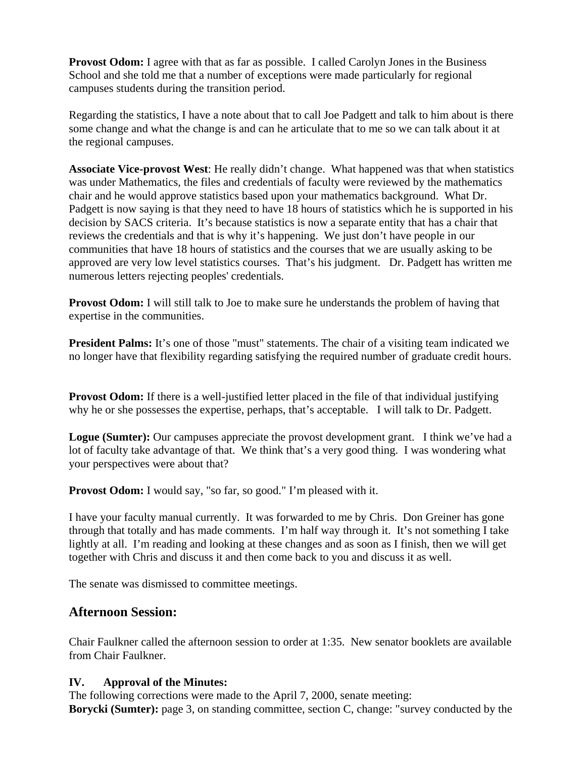**Provost Odom:** I agree with that as far as possible. I called Carolyn Jones in the Business School and she told me that a number of exceptions were made particularly for regional campuses students during the transition period.

Regarding the statistics, I have a note about that to call Joe Padgett and talk to him about is there some change and what the change is and can he articulate that to me so we can talk about it at the regional campuses.

**Associate Vice-provost West**: He really didn't change. What happened was that when statistics was under Mathematics, the files and credentials of faculty were reviewed by the mathematics chair and he would approve statistics based upon your mathematics background. What Dr. Padgett is now saying is that they need to have 18 hours of statistics which he is supported in his decision by SACS criteria. It's because statistics is now a separate entity that has a chair that reviews the credentials and that is why it's happening. We just don't have people in our communities that have 18 hours of statistics and the courses that we are usually asking to be approved are very low level statistics courses. That's his judgment. Dr. Padgett has written me numerous letters rejecting peoples' credentials.

**Provost Odom:** I will still talk to Joe to make sure he understands the problem of having that expertise in the communities.

**President Palms:** It's one of those "must" statements. The chair of a visiting team indicated we no longer have that flexibility regarding satisfying the required number of graduate credit hours.

**Provost Odom:** If there is a well-justified letter placed in the file of that individual justifying why he or she possesses the expertise, perhaps, that's acceptable. I will talk to Dr. Padgett.

**Logue (Sumter):** Our campuses appreciate the provost development grant. I think we've had a lot of faculty take advantage of that. We think that's a very good thing. I was wondering what your perspectives were about that?

**Provost Odom:** I would say, "so far, so good." I'm pleased with it.

I have your faculty manual currently. It was forwarded to me by Chris. Don Greiner has gone through that totally and has made comments. I'm half way through it. It's not something I take lightly at all. I'm reading and looking at these changes and as soon as I finish, then we will get together with Chris and discuss it and then come back to you and discuss it as well.

The senate was dismissed to committee meetings.

## Afternoon Session:

Chair Faulkner called the afternoon session to order at 1:35. New senator booklets are available from Chair Faulkner.

**IV. Approval of the Minutes:**

The following corrections were made to the April 7, 2000, senate meeting:
**Borycki (Sumter):** page 3, on standing committee, section C, change: "survey conducted by the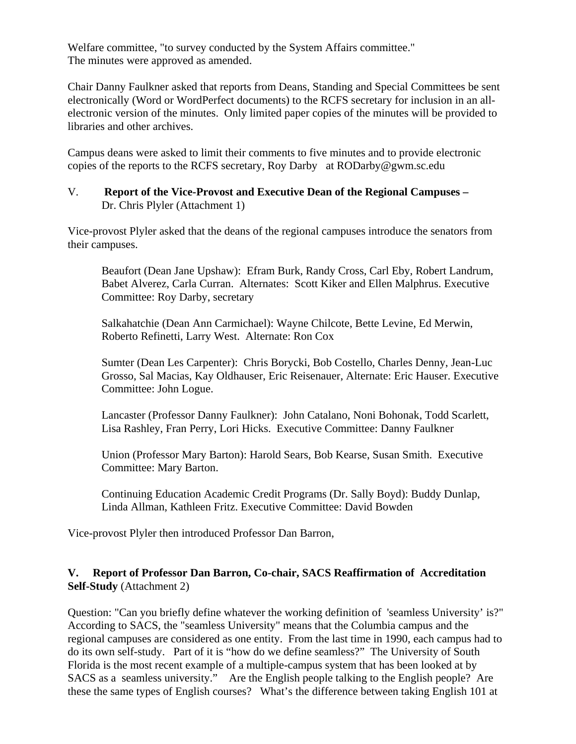Welfare committee, "to survey conducted by the System Affairs committee."
The minutes were approved as amended.

Chair Danny Faulkner asked that reports from Deans, Standing and Special Committees be sent electronically (Word or WordPerfect documents) to the RCFS secretary for inclusion in an all-electronic version of the minutes. Only limited paper copies of the minutes will be provided to libraries and other archives.

Campus deans were asked to limit their comments to five minutes and to provide electronic copies of the reports to the RCFS secretary, Roy Darby at RODarby@gwm.sc.edu

V. **Report of the Vice-Provost and Executive Dean of the Regional Campuses –** Dr. Chris Plyler (Attachment 1)

Vice-provost Plyler asked that the deans of the regional campuses introduce the senators from their campuses.

> Beaufort (Dean Jane Upshaw): Efram Burk, Randy Cross, Carl Eby, Robert Landrum, Babet Alverez, Carla Curran. Alternates: Scott Kiker and Ellen Malphrus. Executive Committee: Roy Darby, secretary
>
> Salkahatchie (Dean Ann Carmichael): Wayne Chilcote, Bette Levine, Ed Merwin, Roberto Refinetti, Larry West. Alternate: Ron Cox
>
> Sumter (Dean Les Carpenter): Chris Borycki, Bob Costello, Charles Denny, Jean-Luc Grosso, Sal Macias, Kay Oldhauser, Eric Reisenauer, Alternate: Eric Hauser. Executive Committee: John Logue.
>
> Lancaster (Professor Danny Faulkner): John Catalano, Noni Bohonak, Todd Scarlett, Lisa Rashley, Fran Perry, Lori Hicks. Executive Committee: Danny Faulkner
>
> Union (Professor Mary Barton): Harold Sears, Bob Kearse, Susan Smith. Executive Committee: Mary Barton.
>
> Continuing Education Academic Credit Programs (Dr. Sally Boyd): Buddy Dunlap, Linda Allman, Kathleen Fritz. Executive Committee: David Bowden

Vice-provost Plyler then introduced Professor Dan Barron,

**V. Report of Professor Dan Barron, Co-chair, SACS Reaffirmation of Accreditation Self-Study** (Attachment 2)

Question: "Can you briefly define whatever the working definition of 'seamless University' is?" According to SACS, the "seamless University" means that the Columbia campus and the regional campuses are considered as one entity. From the last time in 1990, each campus had to do its own self-study. Part of it is "how do we define seamless?" The University of South Florida is the most recent example of a multiple-campus system that has been looked at by SACS as a seamless university." Are the English people talking to the English people? Are these the same types of English courses? What's the difference between taking English 101 at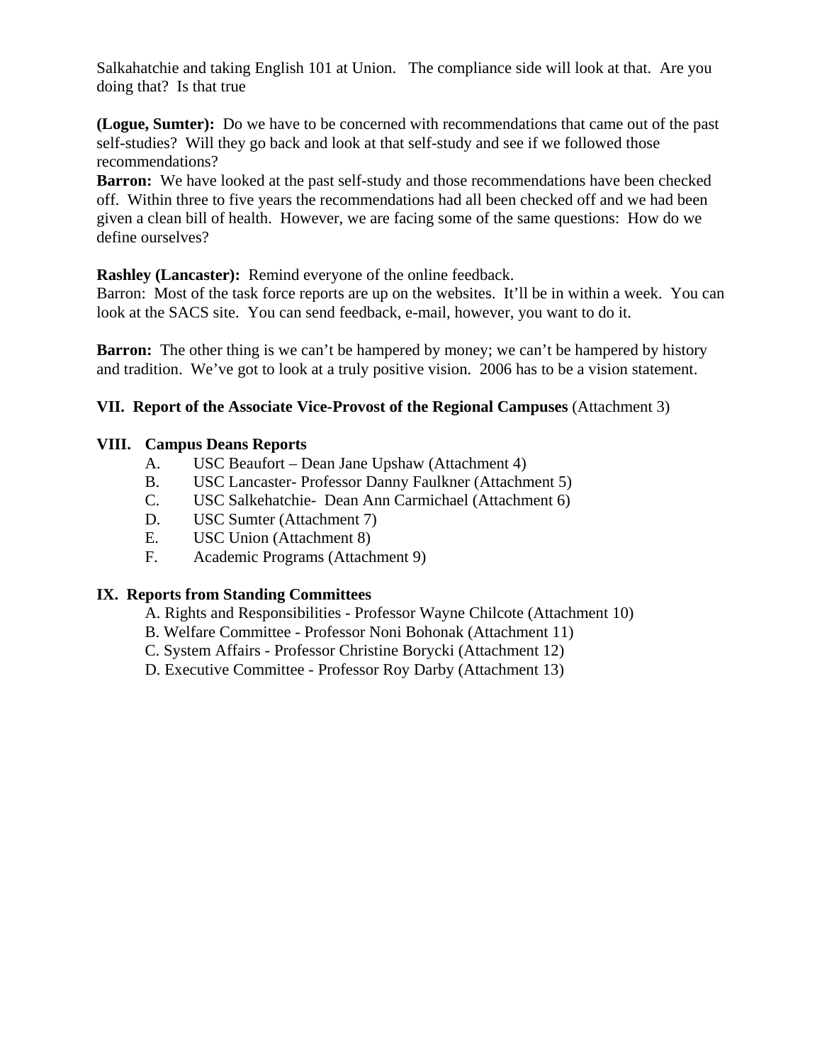Salkahatchie and taking English 101 at Union. The compliance side will look at that. Are you doing that? Is that true

**(Logue, Sumter):** Do we have to be concerned with recommendations that came out of the past self-studies? Will they go back and look at that self-study and see if we followed those recommendations?
**Barron:** We have looked at the past self-study and those recommendations have been checked off. Within three to five years the recommendations had all been checked off and we had been given a clean bill of health. However, we are facing some of the same questions: How do we define ourselves?

**Rashley (Lancaster):** Remind everyone of the online feedback.
Barron: Most of the task force reports are up on the websites. It'll be in within a week. You can look at the SACS site. You can send feedback, e-mail, however, you want to do it.

**Barron:** The other thing is we can't be hampered by money; we can't be hampered by history and tradition. We've got to look at a truly positive vision. 2006 has to be a vision statement.

**VII. Report of the Associate Vice-Provost of the Regional Campuses** (Attachment 3)

**VIII. Campus Deans Reports**

A. USC Beaufort – Dean Jane Upshaw (Attachment 4)
B. USC Lancaster- Professor Danny Faulkner (Attachment 5)
C. USC Salkehatchie- Dean Ann Carmichael (Attachment 6)
D. USC Sumter (Attachment 7)
E. USC Union (Attachment 8)
F. Academic Programs (Attachment 9)

**IX. Reports from Standing Committees**

A. Rights and Responsibilities - Professor Wayne Chilcote (Attachment 10)
B. Welfare Committee - Professor Noni Bohonak (Attachment 11)
C. System Affairs - Professor Christine Borycki (Attachment 12)
D. Executive Committee - Professor Roy Darby (Attachment 13)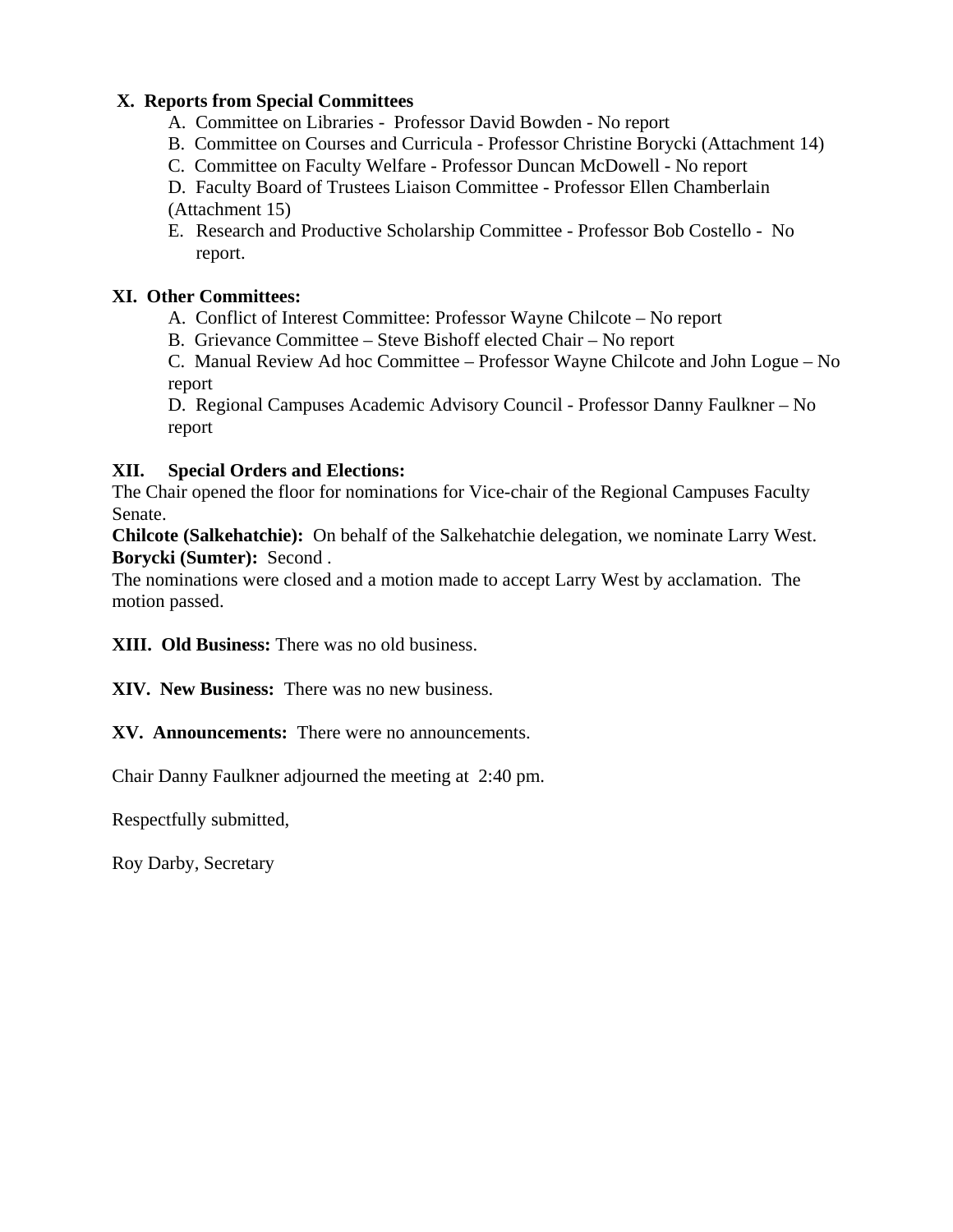**X. Reports from Special Committees**

A. Committee on Libraries - Professor David Bowden - No report

B. Committee on Courses and Curricula - Professor Christine Borycki (Attachment 14)

C. Committee on Faculty Welfare - Professor Duncan McDowell - No report

D. Faculty Board of Trustees Liaison Committee - Professor Ellen Chamberlain (Attachment 15)

E. Research and Productive Scholarship Committee - Professor Bob Costello - No report.

**XI. Other Committees:**

A. Conflict of Interest Committee: Professor Wayne Chilcote – No report

B. Grievance Committee – Steve Bishoff elected Chair – No report

C. Manual Review Ad hoc Committee – Professor Wayne Chilcote and John Logue – No report

D. Regional Campuses Academic Advisory Council - Professor Danny Faulkner – No report

**XII. Special Orders and Elections:**

The Chair opened the floor for nominations for Vice-chair of the Regional Campuses Faculty Senate.

**Chilcote (Salkehatchie):** On behalf of the Salkehatchie delegation, we nominate Larry West.

**Borycki (Sumter):** Second .

The nominations were closed and a motion made to accept Larry West by acclamation. The motion passed.

**XIII. Old Business:** There was no old business.

**XIV. New Business:** There was no new business.

**XV. Announcements:** There were no announcements.

Chair Danny Faulkner adjourned the meeting at 2:40 pm.

Respectfully submitted,

Roy Darby, Secretary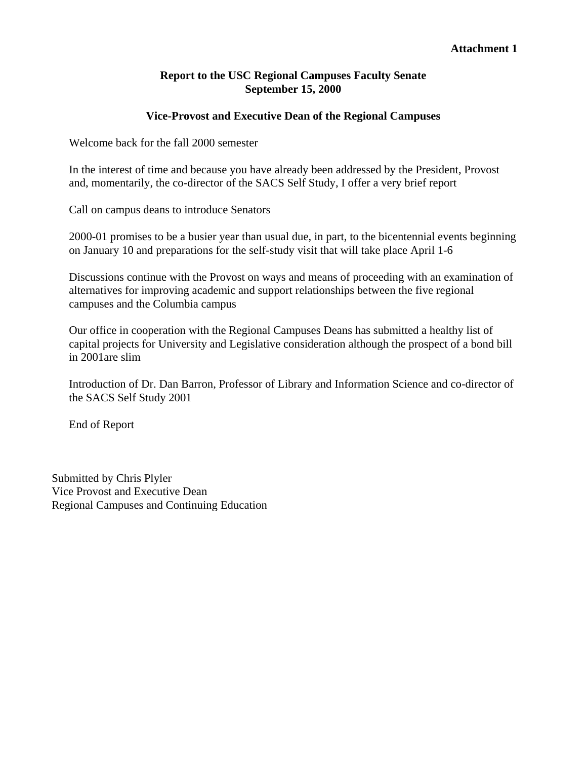**Attachment 1**

**Report to the USC Regional Campuses Faculty Senate**
**September 15, 2000**

**Vice-Provost and Executive Dean of the Regional Campuses**

Welcome back for the fall 2000 semester

In the interest of time and because you have already been addressed by the President, Provost and, momentarily, the co-director of the SACS Self Study, I offer a very brief report

Call on campus deans to introduce Senators

2000-01 promises to be a busier year than usual due, in part, to the bicentennial events beginning on January 10 and preparations for the self-study visit that will take place April 1-6

Discussions continue with the Provost on ways and means of proceeding with an examination of alternatives for improving academic and support relationships between the five regional campuses and the Columbia campus

Our office in cooperation with the Regional Campuses Deans has submitted a healthy list of capital projects for University and Legislative consideration although the prospect of a bond bill in 2001are slim

Introduction of Dr. Dan Barron, Professor of Library and Information Science and co-director of the SACS Self Study 2001

End of Report

Submitted by Chris Plyler
Vice Provost and Executive Dean
Regional Campuses and Continuing Education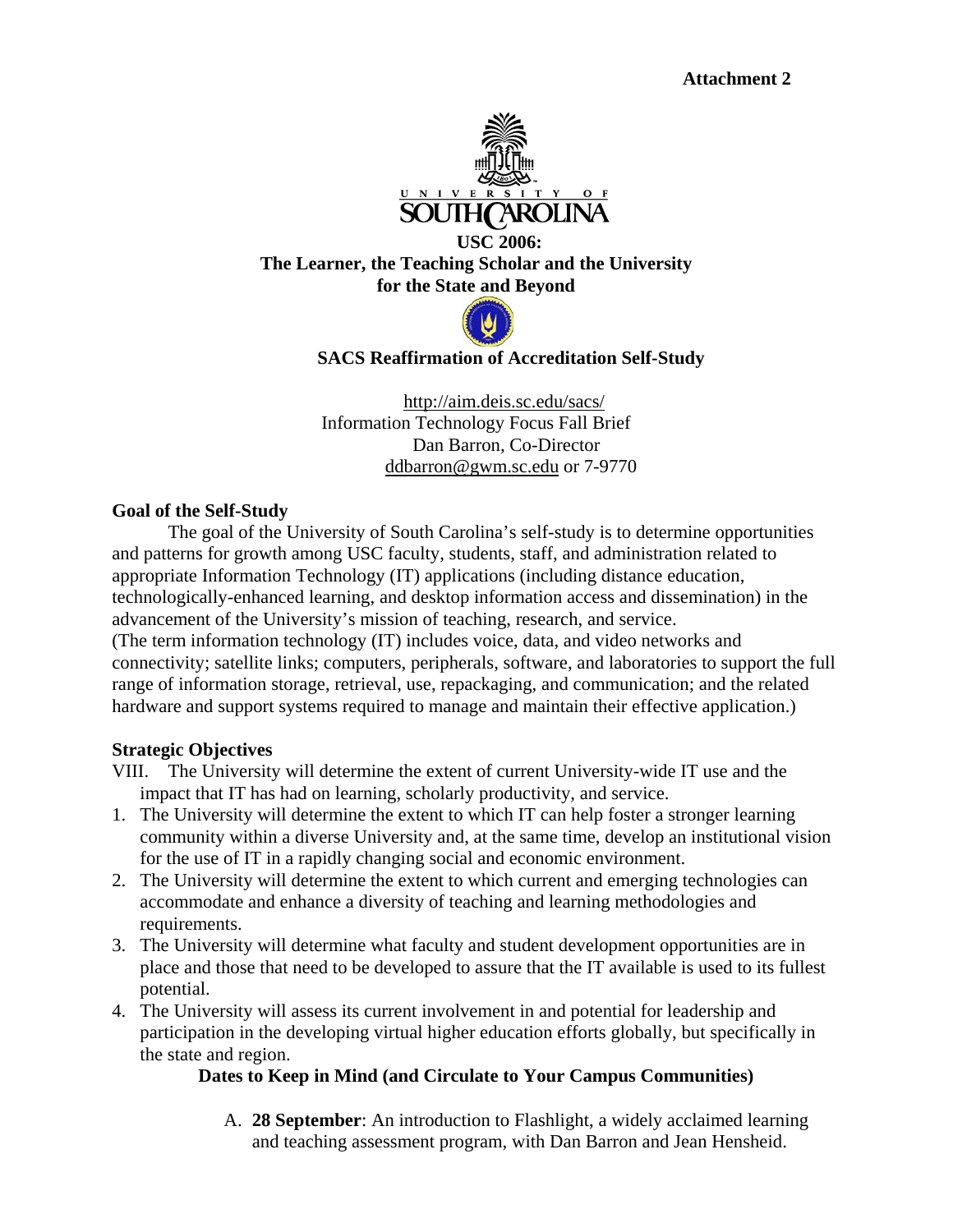**Attachment 2**

**USC 2006:**
**The Learner, the Teaching Scholar and the University for the State and Beyond**

**SACS Reaffirmation of Accreditation Self-Study**

http://aim.deis.sc.edu/sacs/
Information Technology Focus Fall Brief
Dan Barron, Co-Director
ddbarron@gwm.sc.edu or 7-9770

### Goal of the Self-Study

The goal of the University of South Carolina's self-study is to determine opportunities and patterns for growth among USC faculty, students, staff, and administration related to appropriate Information Technology (IT) applications (including distance education, technologically-enhanced learning, and desktop information access and dissemination) in the advancement of the University's mission of teaching, research, and service. (The term information technology (IT) includes voice, data, and video networks and connectivity; satellite links; computers, peripherals, software, and laboratories to support the full range of information storage, retrieval, use, repackaging, and communication; and the related hardware and support systems required to manage and maintain their effective application.)

### Strategic Objectives

VIII. The University will determine the extent of current University-wide IT use and the impact that IT has had on learning, scholarly productivity, and service.

1. The University will determine the extent to which IT can help foster a stronger learning community within a diverse University and, at the same time, develop an institutional vision for the use of IT in a rapidly changing social and economic environment.
2. The University will determine the extent to which current and emerging technologies can accommodate and enhance a diversity of teaching and learning methodologies and requirements.
3. The University will determine what faculty and student development opportunities are in place and those that need to be developed to assure that the IT available is used to its fullest potential.
4. The University will assess its current involvement in and potential for leadership and participation in the developing virtual higher education efforts globally, but specifically in the state and region.

**Dates to Keep in Mind (and Circulate to Your Campus Communities)**

A. **28 September**: An introduction to Flashlight, a widely acclaimed learning and teaching assessment program, with Dan Barron and Jean Hensheid.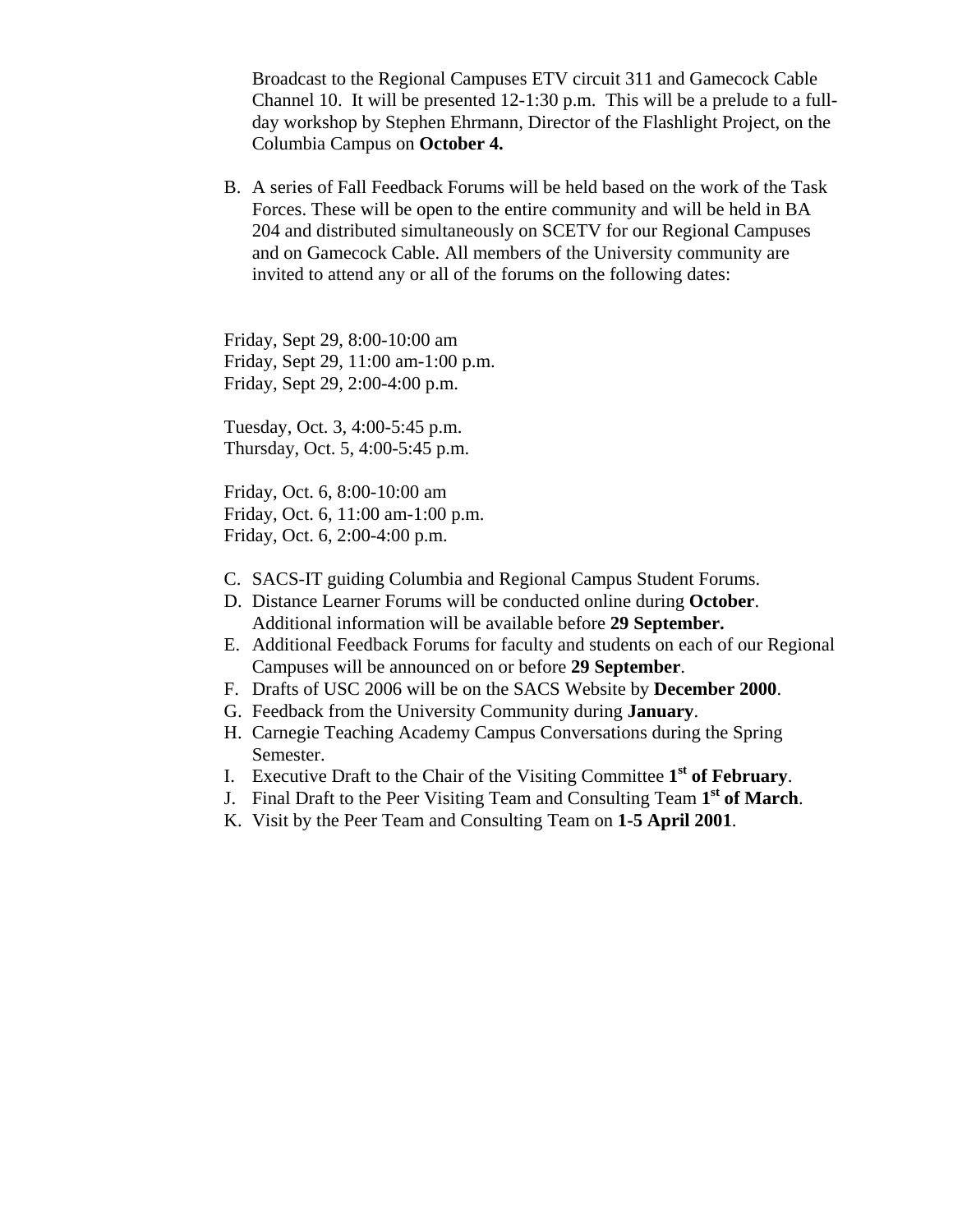Broadcast to the Regional Campuses ETV circuit 311 and Gamecock Cable Channel 10. It will be presented 12-1:30 p.m. This will be a prelude to a full-day workshop by Stephen Ehrmann, Director of the Flashlight Project, on the Columbia Campus on **October 4.**

B. A series of Fall Feedback Forums will be held based on the work of the Task Forces. These will be open to the entire community and will be held in BA 204 and distributed simultaneously on SCETV for our Regional Campuses and on Gamecock Cable. All members of the University community are invited to attend any or all of the forums on the following dates:

Friday, Sept 29, 8:00-10:00 am
Friday, Sept 29, 11:00 am-1:00 p.m.
Friday, Sept 29, 2:00-4:00 p.m.

Tuesday, Oct. 3, 4:00-5:45 p.m.
Thursday, Oct. 5, 4:00-5:45 p.m.

Friday, Oct. 6, 8:00-10:00 am
Friday, Oct. 6, 11:00 am-1:00 p.m.
Friday, Oct. 6, 2:00-4:00 p.m.

C. SACS-IT guiding Columbia and Regional Campus Student Forums.
D. Distance Learner Forums will be conducted online during **October**. Additional information will be available before **29 September.**
E. Additional Feedback Forums for faculty and students on each of our Regional Campuses will be announced on or before **29 September**.
F. Drafts of USC 2006 will be on the SACS Website by **December 2000**.
G. Feedback from the University Community during **January**.
H. Carnegie Teaching Academy Campus Conversations during the Spring Semester.
I. Executive Draft to the Chair of the Visiting Committee **1st of February**.
J. Final Draft to the Peer Visiting Team and Consulting Team **1st of March**.
K. Visit by the Peer Team and Consulting Team on **1-5 April 2001**.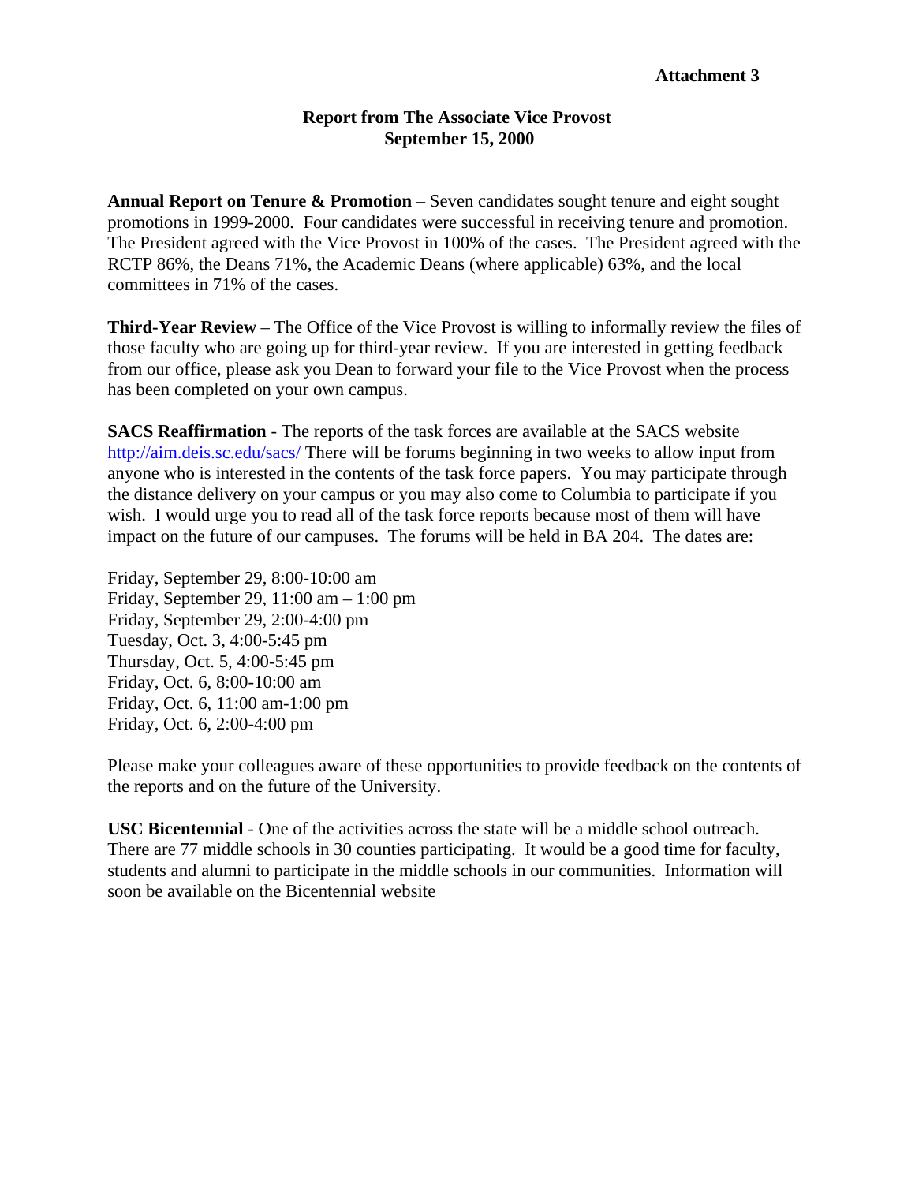**Attachment 3**

## Report from The Associate Vice Provost
### September 15, 2000

**Annual Report on Tenure & Promotion** – Seven candidates sought tenure and eight sought promotions in 1999-2000. Four candidates were successful in receiving tenure and promotion. The President agreed with the Vice Provost in 100% of the cases. The President agreed with the RCTP 86%, the Deans 71%, the Academic Deans (where applicable) 63%, and the local committees in 71% of the cases.

**Third-Year Review** – The Office of the Vice Provost is willing to informally review the files of those faculty who are going up for third-year review. If you are interested in getting feedback from our office, please ask you Dean to forward your file to the Vice Provost when the process has been completed on your own campus.

**SACS Reaffirmation** - The reports of the task forces are available at the SACS website http://aim.deis.sc.edu/sacs/ There will be forums beginning in two weeks to allow input from anyone who is interested in the contents of the task force papers. You may participate through the distance delivery on your campus or you may also come to Columbia to participate if you wish. I would urge you to read all of the task force reports because most of them will have impact on the future of our campuses. The forums will be held in BA 204. The dates are:

Friday, September 29, 8:00-10:00 am
Friday, September 29, 11:00 am – 1:00 pm
Friday, September 29, 2:00-4:00 pm
Tuesday, Oct. 3, 4:00-5:45 pm
Thursday, Oct. 5, 4:00-5:45 pm
Friday, Oct. 6, 8:00-10:00 am
Friday, Oct. 6, 11:00 am-1:00 pm
Friday, Oct. 6, 2:00-4:00 pm

Please make your colleagues aware of these opportunities to provide feedback on the contents of the reports and on the future of the University.

**USC Bicentennial** - One of the activities across the state will be a middle school outreach. There are 77 middle schools in 30 counties participating. It would be a good time for faculty, students and alumni to participate in the middle schools in our communities. Information will soon be available on the Bicentennial website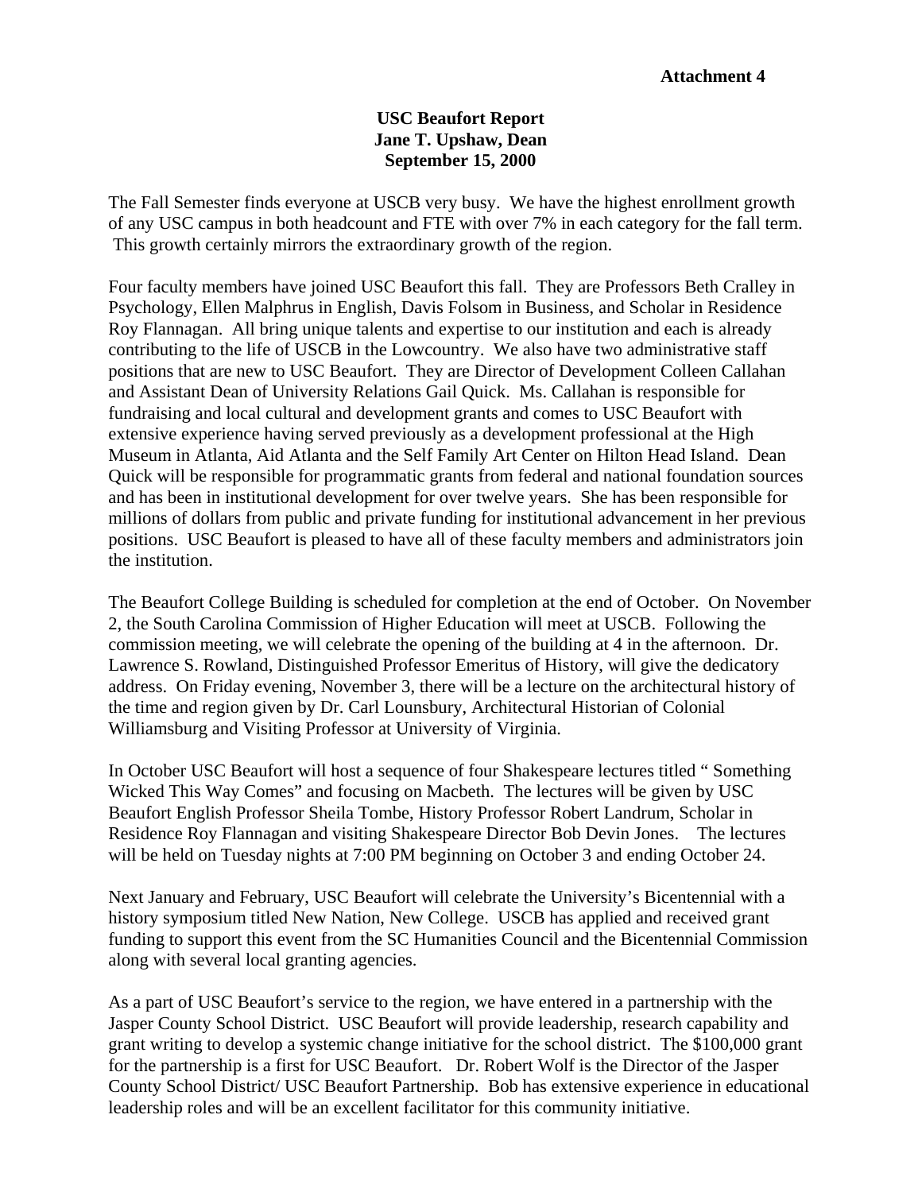**Attachment 4**

**USC Beaufort Report**
**Jane T. Upshaw, Dean**
**September 15, 2000**

The Fall Semester finds everyone at USCB very busy. We have the highest enrollment growth of any USC campus in both headcount and FTE with over 7% in each category for the fall term. This growth certainly mirrors the extraordinary growth of the region.

Four faculty members have joined USC Beaufort this fall. They are Professors Beth Cralley in Psychology, Ellen Malphrus in English, Davis Folsom in Business, and Scholar in Residence Roy Flannagan. All bring unique talents and expertise to our institution and each is already contributing to the life of USCB in the Lowcountry. We also have two administrative staff positions that are new to USC Beaufort. They are Director of Development Colleen Callahan and Assistant Dean of University Relations Gail Quick. Ms. Callahan is responsible for fundraising and local cultural and development grants and comes to USC Beaufort with extensive experience having served previously as a development professional at the High Museum in Atlanta, Aid Atlanta and the Self Family Art Center on Hilton Head Island. Dean Quick will be responsible for programmatic grants from federal and national foundation sources and has been in institutional development for over twelve years. She has been responsible for millions of dollars from public and private funding for institutional advancement in her previous positions. USC Beaufort is pleased to have all of these faculty members and administrators join the institution.

The Beaufort College Building is scheduled for completion at the end of October. On November 2, the South Carolina Commission of Higher Education will meet at USCB. Following the commission meeting, we will celebrate the opening of the building at 4 in the afternoon. Dr. Lawrence S. Rowland, Distinguished Professor Emeritus of History, will give the dedicatory address. On Friday evening, November 3, there will be a lecture on the architectural history of the time and region given by Dr. Carl Lounsbury, Architectural Historian of Colonial Williamsburg and Visiting Professor at University of Virginia.

In October USC Beaufort will host a sequence of four Shakespeare lectures titled " Something Wicked This Way Comes" and focusing on Macbeth. The lectures will be given by USC Beaufort English Professor Sheila Tombe, History Professor Robert Landrum, Scholar in Residence Roy Flannagan and visiting Shakespeare Director Bob Devin Jones. The lectures will be held on Tuesday nights at 7:00 PM beginning on October 3 and ending October 24.

Next January and February, USC Beaufort will celebrate the University's Bicentennial with a history symposium titled New Nation, New College. USCB has applied and received grant funding to support this event from the SC Humanities Council and the Bicentennial Commission along with several local granting agencies.

As a part of USC Beaufort's service to the region, we have entered in a partnership with the Jasper County School District. USC Beaufort will provide leadership, research capability and grant writing to develop a systemic change initiative for the school district. The $100,000 grant for the partnership is a first for USC Beaufort. Dr. Robert Wolf is the Director of the Jasper County School District/ USC Beaufort Partnership. Bob has extensive experience in educational leadership roles and will be an excellent facilitator for this community initiative.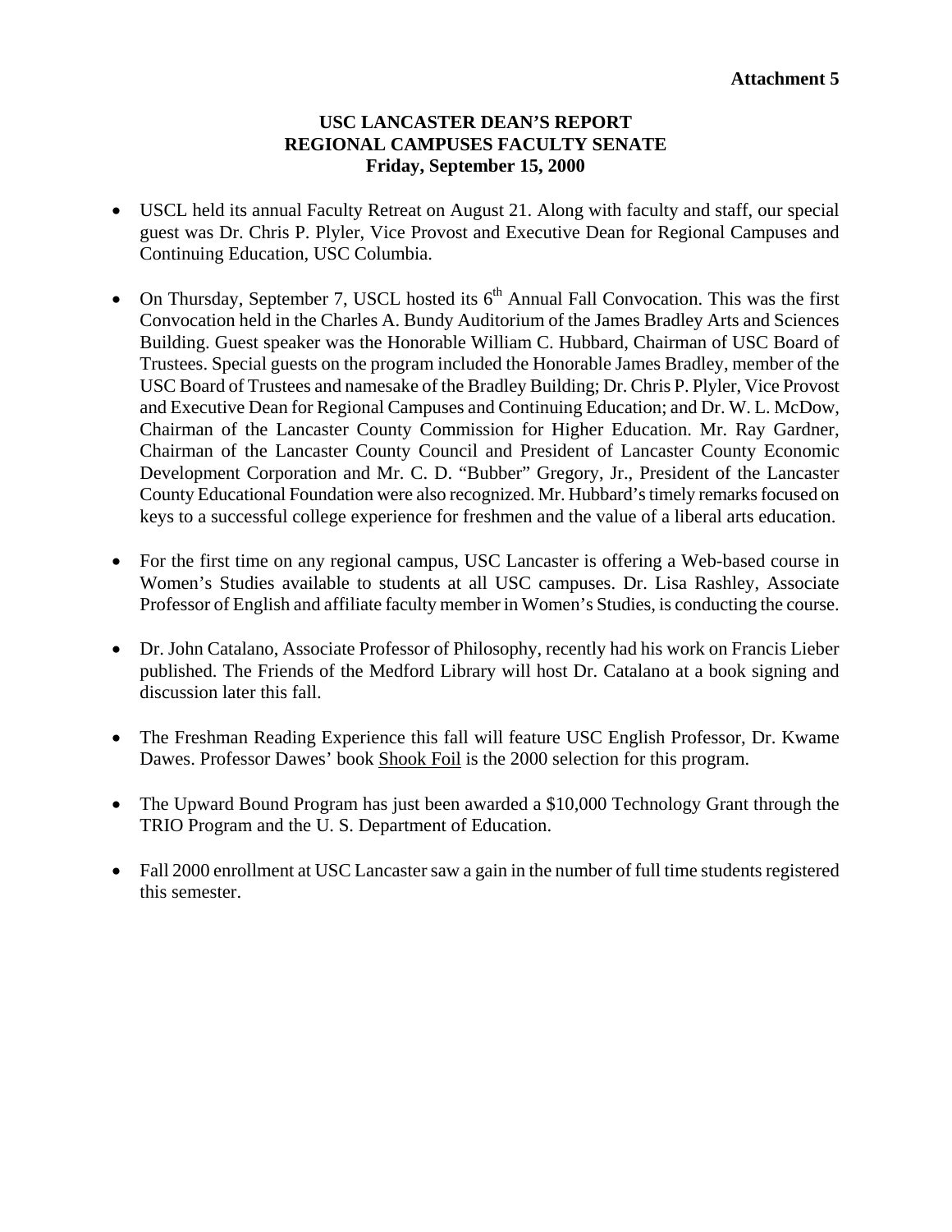**Attachment 5**

# USC LANCASTER DEAN'S REPORT
## REGIONAL CAMPUSES FACULTY SENATE
### Friday, September 15, 2000

- USCL held its annual Faculty Retreat on August 21. Along with faculty and staff, our special guest was Dr. Chris P. Plyler, Vice Provost and Executive Dean for Regional Campuses and Continuing Education, USC Columbia.

- On Thursday, September 7, USCL hosted its 6th Annual Fall Convocation. This was the first Convocation held in the Charles A. Bundy Auditorium of the James Bradley Arts and Sciences Building. Guest speaker was the Honorable William C. Hubbard, Chairman of USC Board of Trustees. Special guests on the program included the Honorable James Bradley, member of the USC Board of Trustees and namesake of the Bradley Building; Dr. Chris P. Plyler, Vice Provost and Executive Dean for Regional Campuses and Continuing Education; and Dr. W. L. McDow, Chairman of the Lancaster County Commission for Higher Education. Mr. Ray Gardner, Chairman of the Lancaster County Council and President of Lancaster County Economic Development Corporation and Mr. C. D. "Bubber" Gregory, Jr., President of the Lancaster County Educational Foundation were also recognized. Mr. Hubbard's timely remarks focused on keys to a successful college experience for freshmen and the value of a liberal arts education.

- For the first time on any regional campus, USC Lancaster is offering a Web-based course in Women's Studies available to students at all USC campuses. Dr. Lisa Rashley, Associate Professor of English and affiliate faculty member in Women's Studies, is conducting the course.

- Dr. John Catalano, Associate Professor of Philosophy, recently had his work on Francis Lieber published. The Friends of the Medford Library will host Dr. Catalano at a book signing and discussion later this fall.

- The Freshman Reading Experience this fall will feature USC English Professor, Dr. Kwame Dawes. Professor Dawes' book <u>Shook Foil</u> is the 2000 selection for this program.

- The Upward Bound Program has just been awarded a $10,000 Technology Grant through the TRIO Program and the U. S. Department of Education.

- Fall 2000 enrollment at USC Lancaster saw a gain in the number of full time students registered this semester.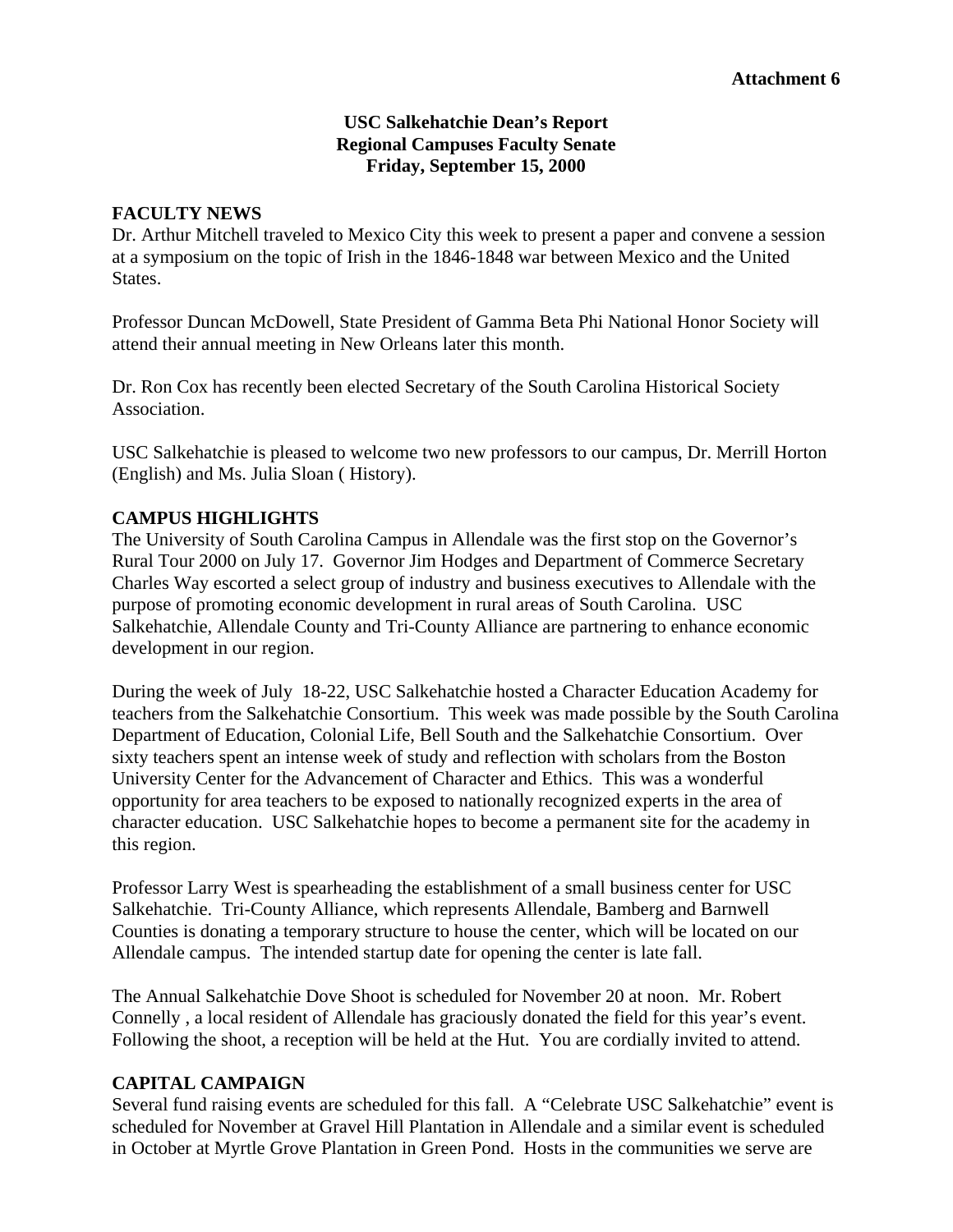**Attachment 6**

**USC Salkehatchie Dean's Report**
**Regional Campuses Faculty Senate**
**Friday, September 15, 2000**

**FACULTY NEWS**

Dr. Arthur Mitchell traveled to Mexico City this week to present a paper and convene a session at a symposium on the topic of Irish in the 1846-1848 war between Mexico and the United States.

Professor Duncan McDowell, State President of Gamma Beta Phi National Honor Society will attend their annual meeting in New Orleans later this month.

Dr. Ron Cox has recently been elected Secretary of the South Carolina Historical Society Association.

USC Salkehatchie is pleased to welcome two new professors to our campus, Dr. Merrill Horton (English) and Ms. Julia Sloan ( History).

**CAMPUS HIGHLIGHTS**

The University of South Carolina Campus in Allendale was the first stop on the Governor's Rural Tour 2000 on July 17. Governor Jim Hodges and Department of Commerce Secretary Charles Way escorted a select group of industry and business executives to Allendale with the purpose of promoting economic development in rural areas of South Carolina. USC Salkehatchie, Allendale County and Tri-County Alliance are partnering to enhance economic development in our region.

During the week of July 18-22, USC Salkehatchie hosted a Character Education Academy for teachers from the Salkehatchie Consortium. This week was made possible by the South Carolina Department of Education, Colonial Life, Bell South and the Salkehatchie Consortium. Over sixty teachers spent an intense week of study and reflection with scholars from the Boston University Center for the Advancement of Character and Ethics. This was a wonderful opportunity for area teachers to be exposed to nationally recognized experts in the area of character education. USC Salkehatchie hopes to become a permanent site for the academy in this region.

Professor Larry West is spearheading the establishment of a small business center for USC Salkehatchie. Tri-County Alliance, which represents Allendale, Bamberg and Barnwell Counties is donating a temporary structure to house the center, which will be located on our Allendale campus. The intended startup date for opening the center is late fall.

The Annual Salkehatchie Dove Shoot is scheduled for November 20 at noon. Mr. Robert Connelly , a local resident of Allendale has graciously donated the field for this year's event. Following the shoot, a reception will be held at the Hut. You are cordially invited to attend.

**CAPITAL CAMPAIGN**

Several fund raising events are scheduled for this fall. A "Celebrate USC Salkehatchie" event is scheduled for November at Gravel Hill Plantation in Allendale and a similar event is scheduled in October at Myrtle Grove Plantation in Green Pond. Hosts in the communities we serve are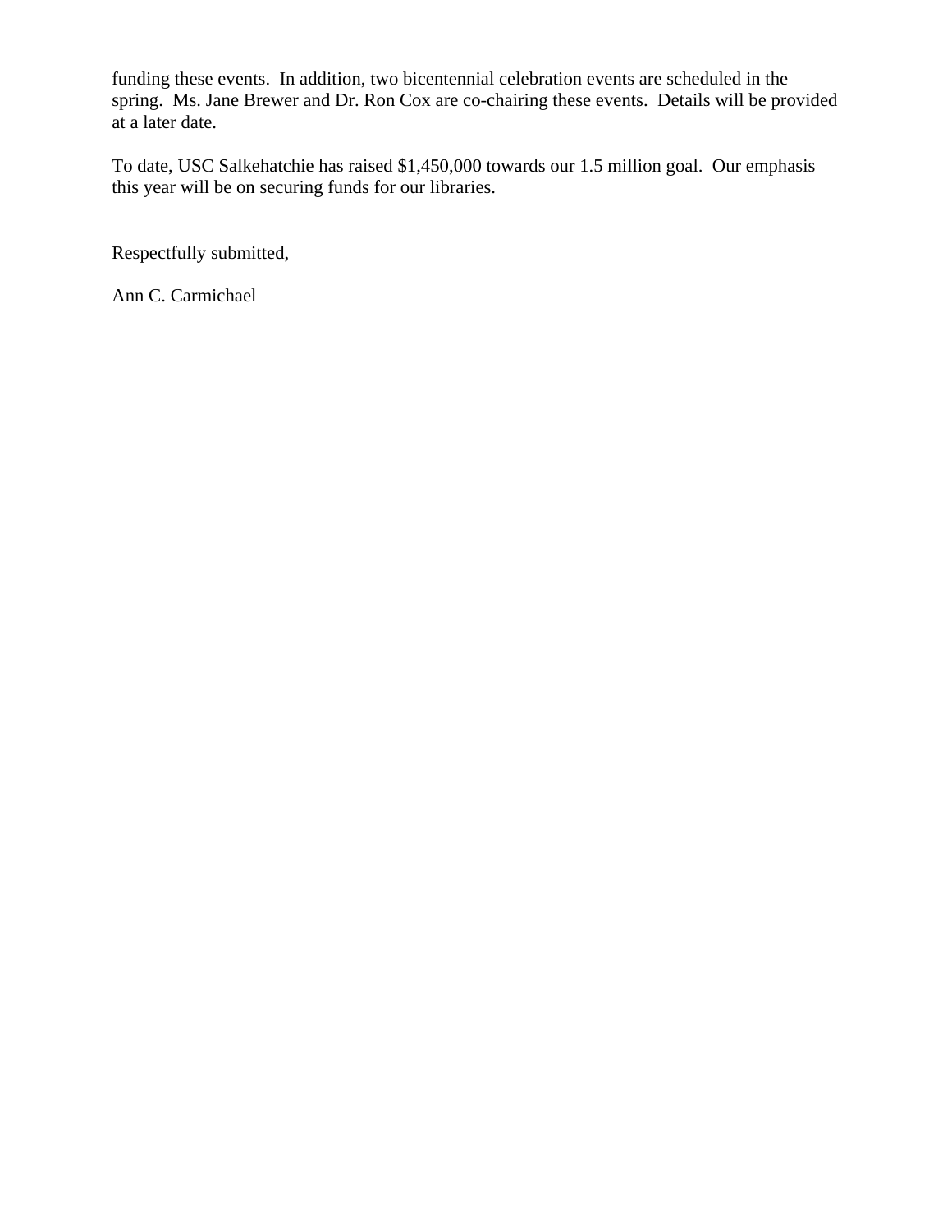funding these events. In addition, two bicentennial celebration events are scheduled in the spring. Ms. Jane Brewer and Dr. Ron Cox are co-chairing these events. Details will be provided at a later date.

To date, USC Salkehatchie has raised $1,450,000 towards our 1.5 million goal. Our emphasis this year will be on securing funds for our libraries.

Respectfully submitted,

Ann C. Carmichael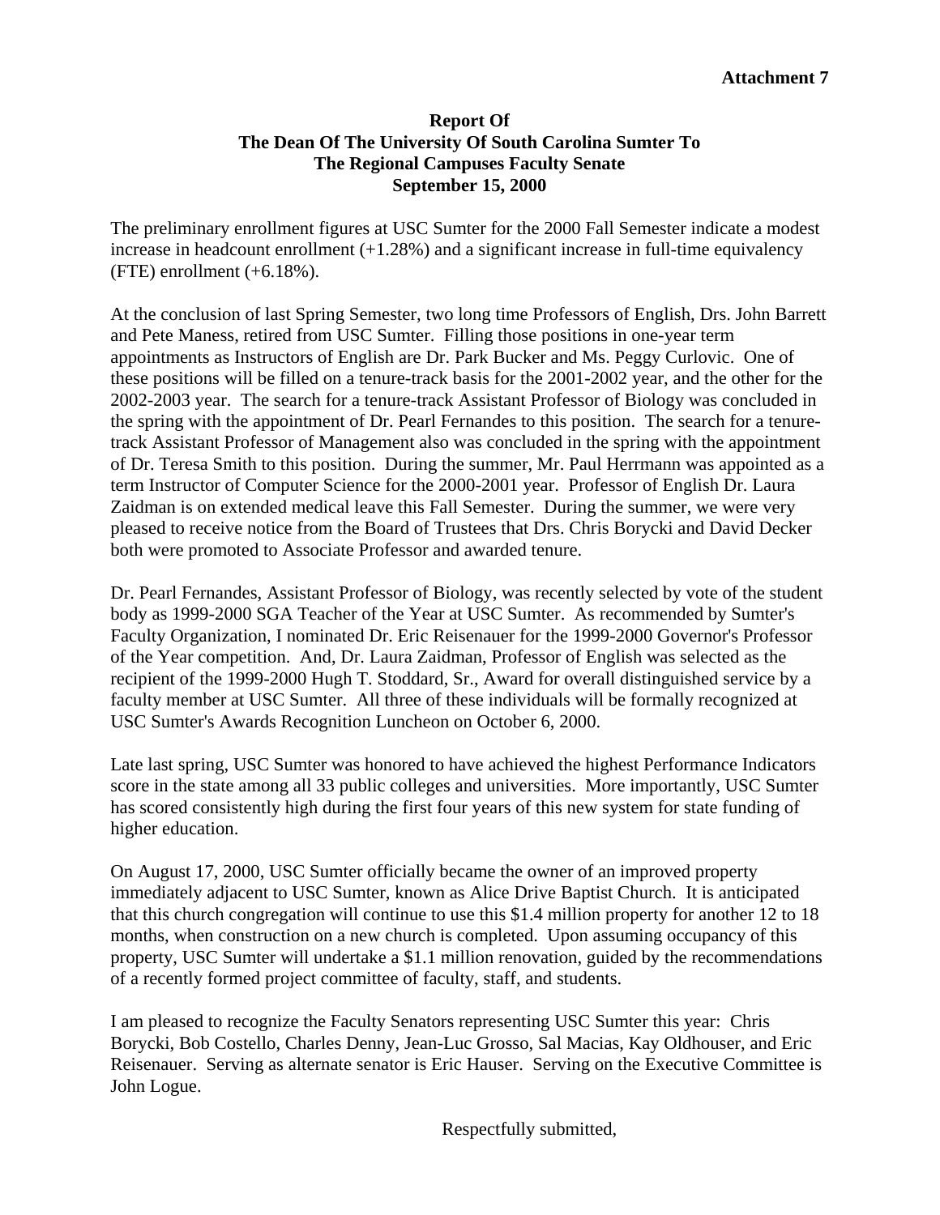**Attachment 7**

**Report Of**
**The Dean Of The University Of South Carolina Sumter To**
**The Regional Campuses Faculty Senate**
**September 15, 2000**

The preliminary enrollment figures at USC Sumter for the 2000 Fall Semester indicate a modest increase in headcount enrollment (+1.28%) and a significant increase in full-time equivalency (FTE) enrollment (+6.18%).

At the conclusion of last Spring Semester, two long time Professors of English, Drs. John Barrett and Pete Maness, retired from USC Sumter. Filling those positions in one-year term appointments as Instructors of English are Dr. Park Bucker and Ms. Peggy Curlovic. One of these positions will be filled on a tenure-track basis for the 2001-2002 year, and the other for the 2002-2003 year. The search for a tenure-track Assistant Professor of Biology was concluded in the spring with the appointment of Dr. Pearl Fernandes to this position. The search for a tenure-track Assistant Professor of Management also was concluded in the spring with the appointment of Dr. Teresa Smith to this position. During the summer, Mr. Paul Herrmann was appointed as a term Instructor of Computer Science for the 2000-2001 year. Professor of English Dr. Laura Zaidman is on extended medical leave this Fall Semester. During the summer, we were very pleased to receive notice from the Board of Trustees that Drs. Chris Borycki and David Decker both were promoted to Associate Professor and awarded tenure.

Dr. Pearl Fernandes, Assistant Professor of Biology, was recently selected by vote of the student body as 1999-2000 SGA Teacher of the Year at USC Sumter. As recommended by Sumter's Faculty Organization, I nominated Dr. Eric Reisenauer for the 1999-2000 Governor's Professor of the Year competition. And, Dr. Laura Zaidman, Professor of English was selected as the recipient of the 1999-2000 Hugh T. Stoddard, Sr., Award for overall distinguished service by a faculty member at USC Sumter. All three of these individuals will be formally recognized at USC Sumter's Awards Recognition Luncheon on October 6, 2000.

Late last spring, USC Sumter was honored to have achieved the highest Performance Indicators score in the state among all 33 public colleges and universities. More importantly, USC Sumter has scored consistently high during the first four years of this new system for state funding of higher education.

On August 17, 2000, USC Sumter officially became the owner of an improved property immediately adjacent to USC Sumter, known as Alice Drive Baptist Church. It is anticipated that this church congregation will continue to use this $1.4 million property for another 12 to 18 months, when construction on a new church is completed. Upon assuming occupancy of this property, USC Sumter will undertake a $1.1 million renovation, guided by the recommendations of a recently formed project committee of faculty, staff, and students.

I am pleased to recognize the Faculty Senators representing USC Sumter this year: Chris Borycki, Bob Costello, Charles Denny, Jean-Luc Grosso, Sal Macias, Kay Oldhouser, and Eric Reisenauer. Serving as alternate senator is Eric Hauser. Serving on the Executive Committee is John Logue.

Respectfully submitted,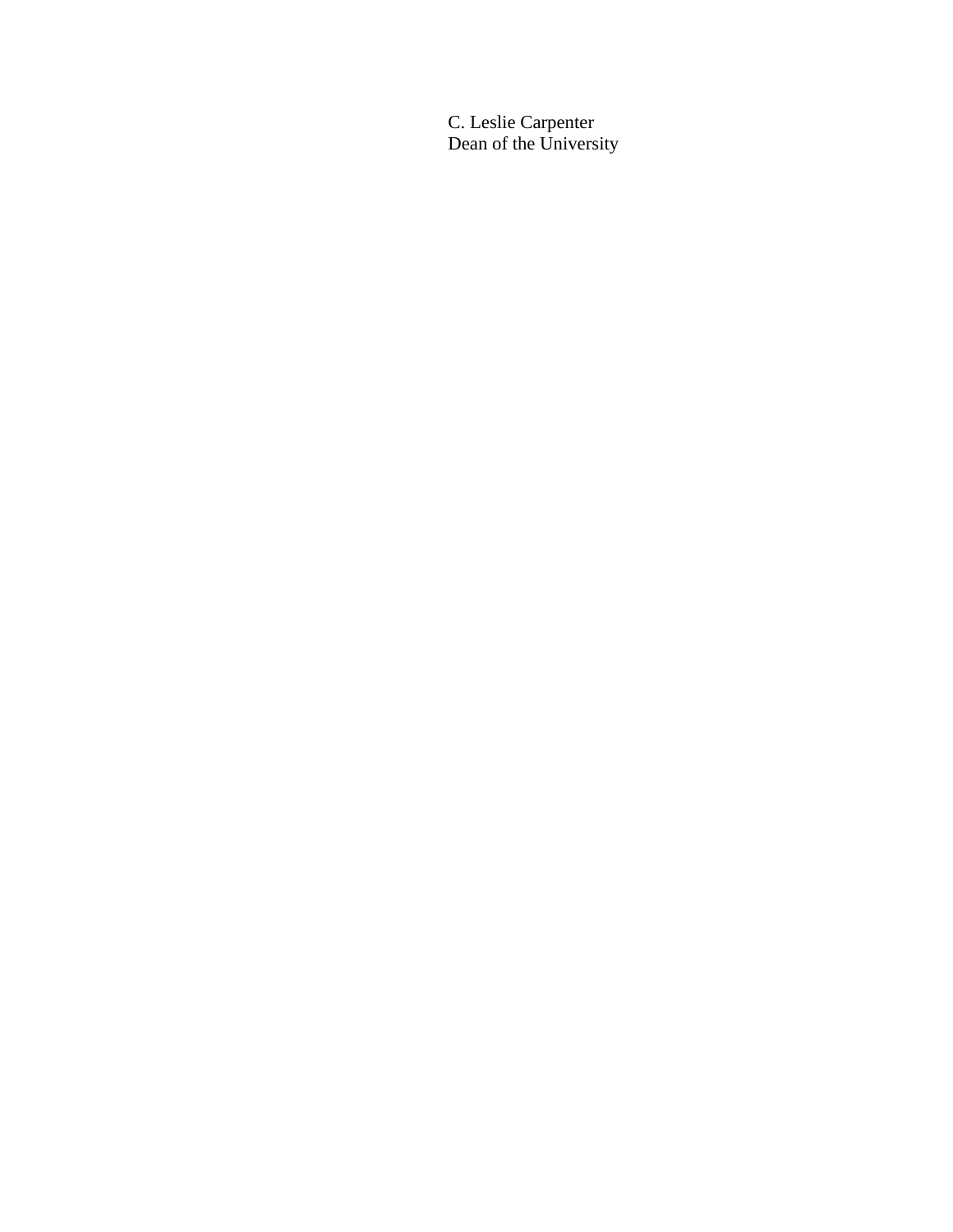C. Leslie Carpenter
Dean of the University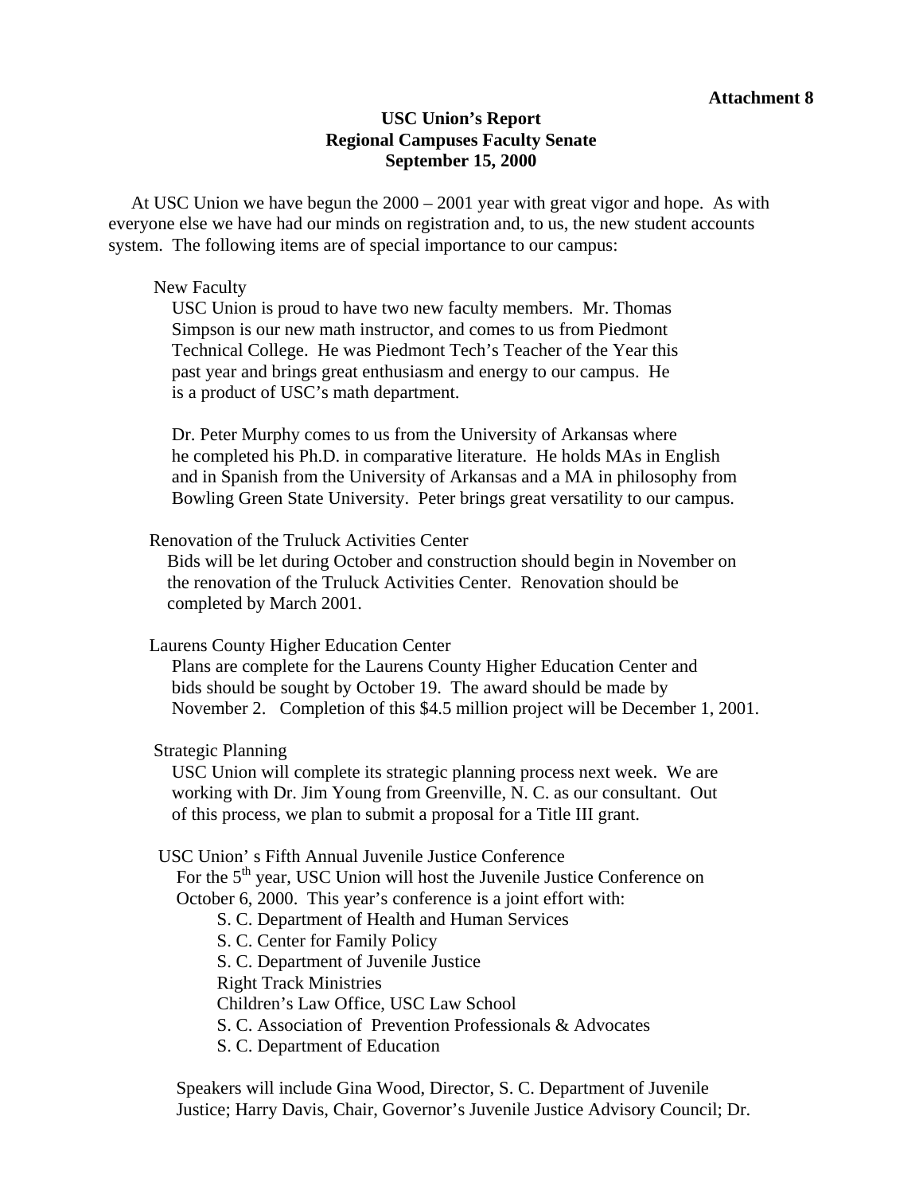**Attachment 8**

# USC Union's Report
## Regional Campuses Faculty Senate
### September 15, 2000

At USC Union we have begun the 2000 – 2001 year with great vigor and hope. As with everyone else we have had our minds on registration and, to us, the new student accounts system. The following items are of special importance to our campus:

New Faculty

USC Union is proud to have two new faculty members. Mr. Thomas Simpson is our new math instructor, and comes to us from Piedmont Technical College. He was Piedmont Tech's Teacher of the Year this past year and brings great enthusiasm and energy to our campus. He is a product of USC's math department.

Dr. Peter Murphy comes to us from the University of Arkansas where he completed his Ph.D. in comparative literature. He holds MAs in English and in Spanish from the University of Arkansas and a MA in philosophy from Bowling Green State University. Peter brings great versatility to our campus.

Renovation of the Truluck Activities Center

Bids will be let during October and construction should begin in November on the renovation of the Truluck Activities Center. Renovation should be completed by March 2001.

Laurens County Higher Education Center

Plans are complete for the Laurens County Higher Education Center and bids should be sought by October 19. The award should be made by November 2. Completion of this $4.5 million project will be December 1, 2001.

Strategic Planning

USC Union will complete its strategic planning process next week. We are working with Dr. Jim Young from Greenville, N. C. as our consultant. Out of this process, we plan to submit a proposal for a Title III grant.

USC Union' s Fifth Annual Juvenile Justice Conference

For the 5th year, USC Union will host the Juvenile Justice Conference on October 6, 2000. This year's conference is a joint effort with:

- S. C. Department of Health and Human Services
- S. C. Center for Family Policy
- S. C. Department of Juvenile Justice
- Right Track Ministries
- Children's Law Office, USC Law School
- S. C. Association of Prevention Professionals & Advocates
- S. C. Department of Education

Speakers will include Gina Wood, Director, S. C. Department of Juvenile Justice; Harry Davis, Chair, Governor's Juvenile Justice Advisory Council; Dr.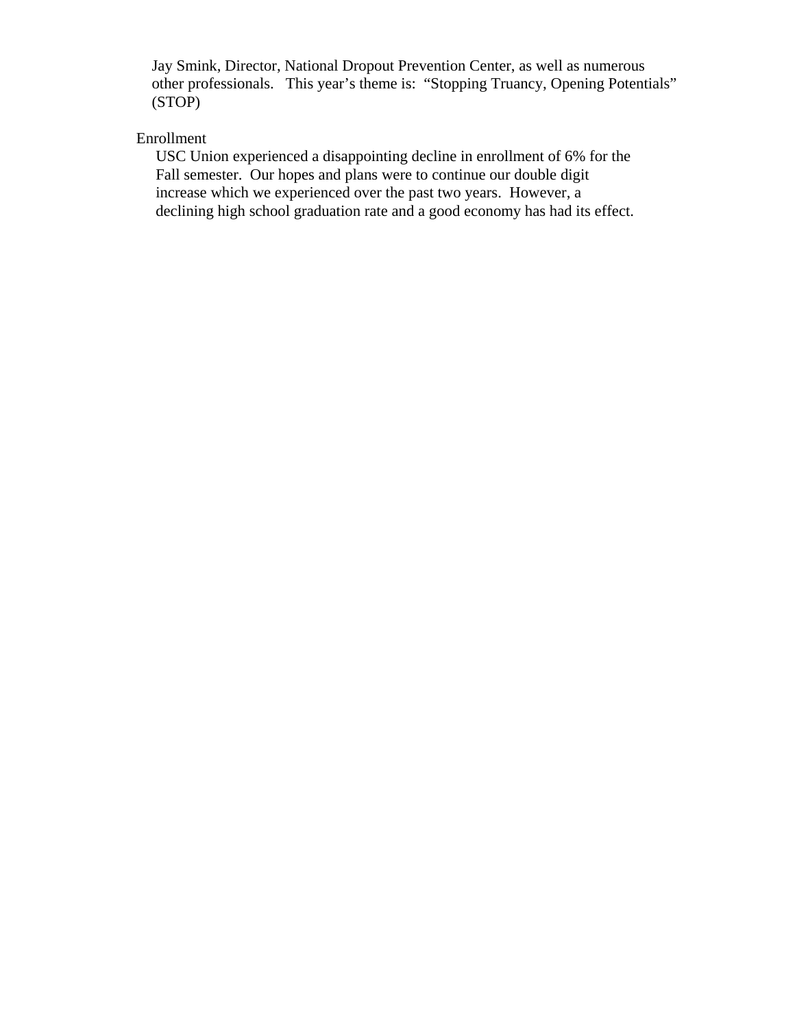Jay Smink, Director, National Dropout Prevention Center, as well as numerous other professionals. This year's theme is: "Stopping Truancy, Opening Potentials" (STOP)

Enrollment

USC Union experienced a disappointing decline in enrollment of 6% for the Fall semester. Our hopes and plans were to continue our double digit increase which we experienced over the past two years. However, a declining high school graduation rate and a good economy has had its effect.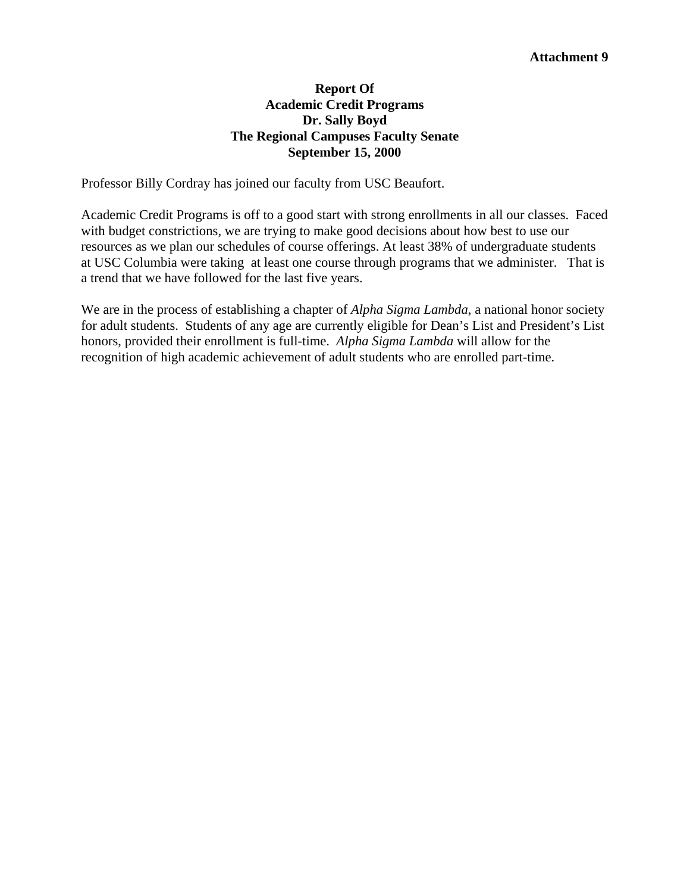**Attachment 9**

**Report Of**
**Academic Credit Programs**
**Dr. Sally Boyd**
**The Regional Campuses Faculty Senate**
**September 15, 2000**

Professor Billy Cordray has joined our faculty from USC Beaufort.

Academic Credit Programs is off to a good start with strong enrollments in all our classes. Faced with budget constrictions, we are trying to make good decisions about how best to use our resources as we plan our schedules of course offerings. At least 38% of undergraduate students at USC Columbia were taking at least one course through programs that we administer. That is a trend that we have followed for the last five years.

We are in the process of establishing a chapter of *Alpha Sigma Lambda*, a national honor society for adult students. Students of any age are currently eligible for Dean's List and President's List honors, provided their enrollment is full-time. *Alpha Sigma Lambda* will allow for the recognition of high academic achievement of adult students who are enrolled part-time.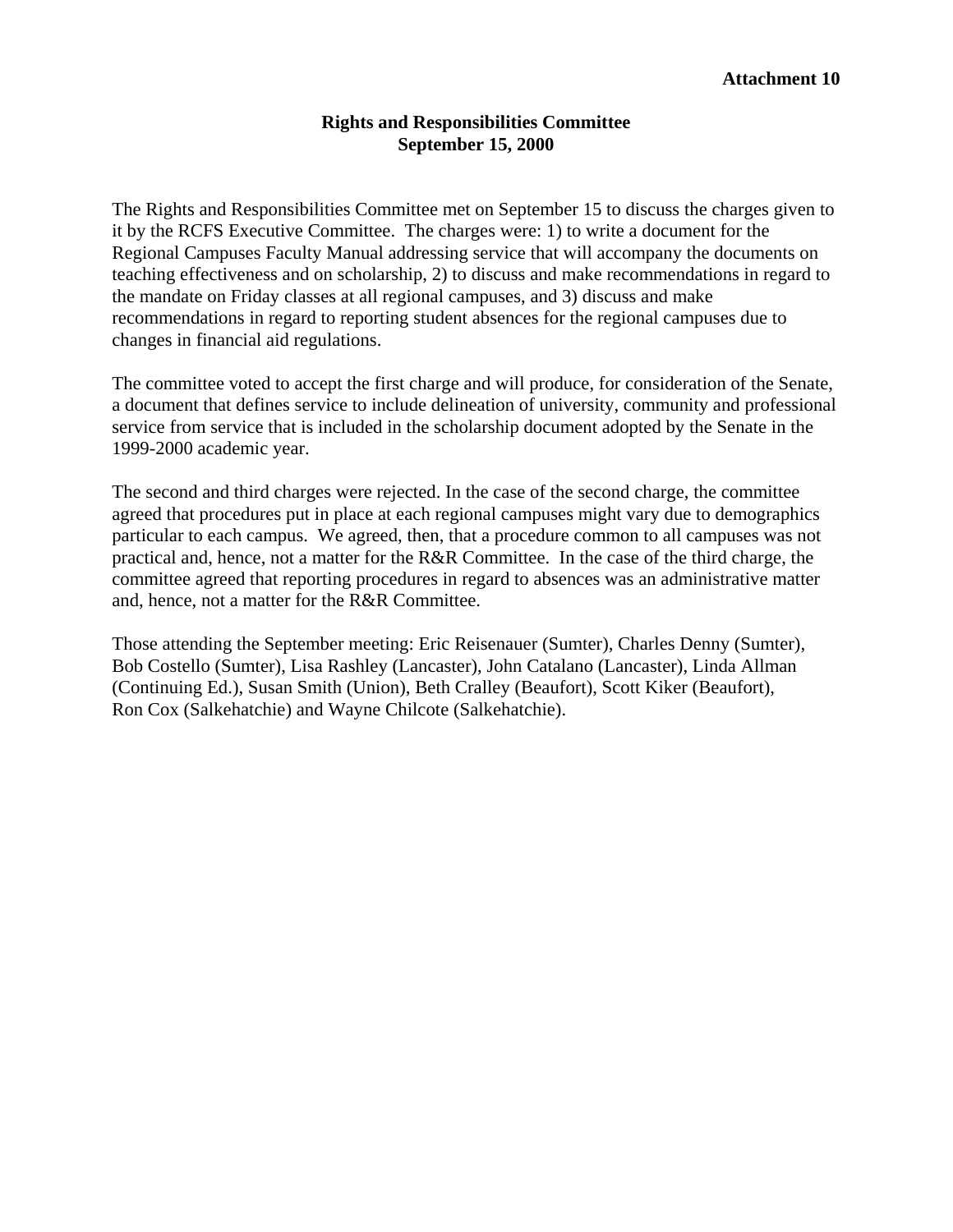**Attachment 10**

## Rights and Responsibilities Committee
## September 15, 2000

The Rights and Responsibilities Committee met on September 15 to discuss the charges given to it by the RCFS Executive Committee. The charges were: 1) to write a document for the Regional Campuses Faculty Manual addressing service that will accompany the documents on teaching effectiveness and on scholarship, 2) to discuss and make recommendations in regard to the mandate on Friday classes at all regional campuses, and 3) discuss and make recommendations in regard to reporting student absences for the regional campuses due to changes in financial aid regulations.

The committee voted to accept the first charge and will produce, for consideration of the Senate, a document that defines service to include delineation of university, community and professional service from service that is included in the scholarship document adopted by the Senate in the 1999-2000 academic year.

The second and third charges were rejected. In the case of the second charge, the committee agreed that procedures put in place at each regional campuses might vary due to demographics particular to each campus. We agreed, then, that a procedure common to all campuses was not practical and, hence, not a matter for the R&R Committee. In the case of the third charge, the committee agreed that reporting procedures in regard to absences was an administrative matter and, hence, not a matter for the R&R Committee.

Those attending the September meeting: Eric Reisenauer (Sumter), Charles Denny (Sumter), Bob Costello (Sumter), Lisa Rashley (Lancaster), John Catalano (Lancaster), Linda Allman (Continuing Ed.), Susan Smith (Union), Beth Cralley (Beaufort), Scott Kiker (Beaufort), Ron Cox (Salkehatchie) and Wayne Chilcote (Salkehatchie).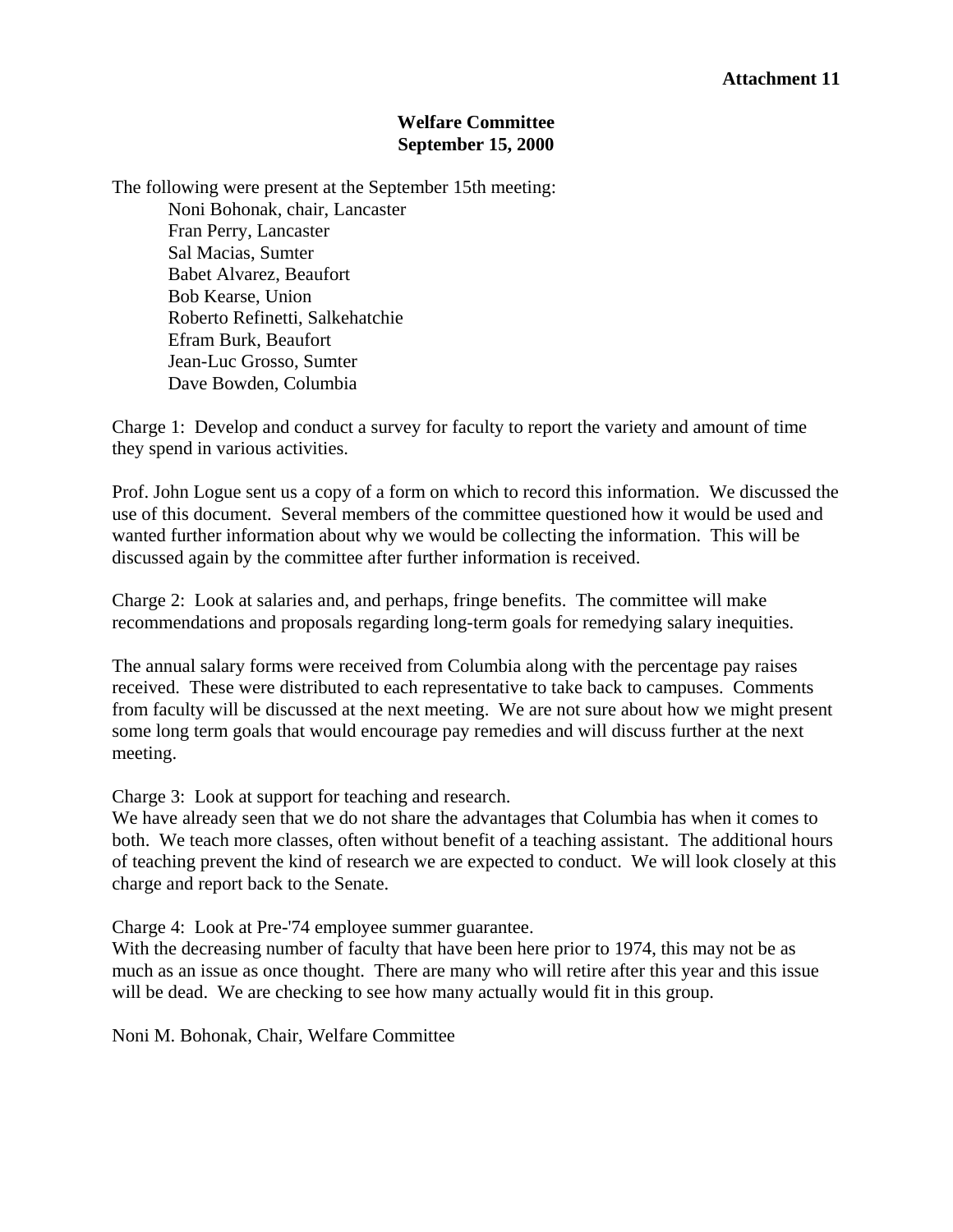**Attachment 11**

# Welfare Committee
## September 15, 2000

The following were present at the September 15th meeting:

- Noni Bohonak, chair, Lancaster
- Fran Perry, Lancaster
- Sal Macias, Sumter
- Babet Alvarez, Beaufort
- Bob Kearse, Union
- Roberto Refinetti, Salkehatchie
- Efram Burk, Beaufort
- Jean-Luc Grosso, Sumter
- Dave Bowden, Columbia

Charge 1: Develop and conduct a survey for faculty to report the variety and amount of time they spend in various activities.

Prof. John Logue sent us a copy of a form on which to record this information. We discussed the use of this document. Several members of the committee questioned how it would be used and wanted further information about why we would be collecting the information. This will be discussed again by the committee after further information is received.

Charge 2: Look at salaries and, and perhaps, fringe benefits. The committee will make recommendations and proposals regarding long-term goals for remedying salary inequities.

The annual salary forms were received from Columbia along with the percentage pay raises received. These were distributed to each representative to take back to campuses. Comments from faculty will be discussed at the next meeting. We are not sure about how we might present some long term goals that would encourage pay remedies and will discuss further at the next meeting.

Charge 3: Look at support for teaching and research.
We have already seen that we do not share the advantages that Columbia has when it comes to both. We teach more classes, often without benefit of a teaching assistant. The additional hours of teaching prevent the kind of research we are expected to conduct. We will look closely at this charge and report back to the Senate.

Charge 4: Look at Pre-'74 employee summer guarantee.
With the decreasing number of faculty that have been here prior to 1974, this may not be as much as an issue as once thought. There are many who will retire after this year and this issue will be dead. We are checking to see how many actually would fit in this group.

Noni M. Bohonak, Chair, Welfare Committee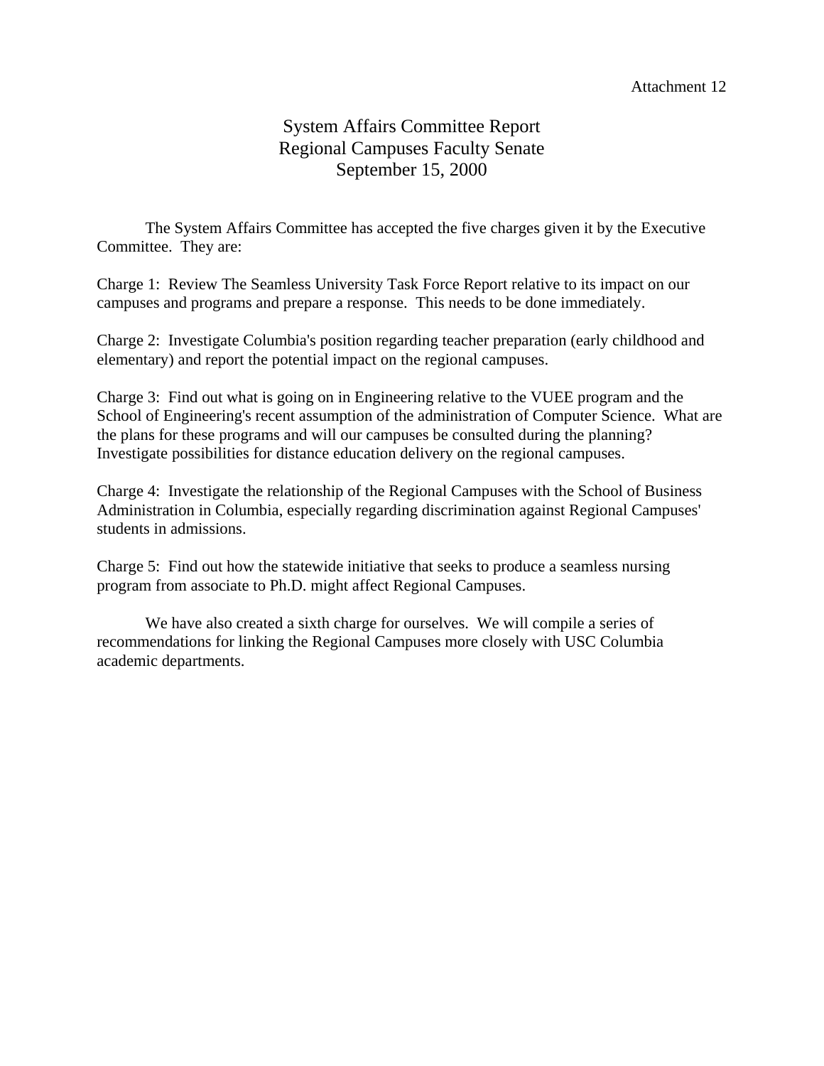Attachment 12

# System Affairs Committee Report
## Regional Campuses Faculty Senate
### September 15, 2000

The System Affairs Committee has accepted the five charges given it by the Executive Committee. They are:

Charge 1: Review The Seamless University Task Force Report relative to its impact on our campuses and programs and prepare a response. This needs to be done immediately.

Charge 2: Investigate Columbia's position regarding teacher preparation (early childhood and elementary) and report the potential impact on the regional campuses.

Charge 3: Find out what is going on in Engineering relative to the VUEE program and the School of Engineering's recent assumption of the administration of Computer Science. What are the plans for these programs and will our campuses be consulted during the planning? Investigate possibilities for distance education delivery on the regional campuses.

Charge 4: Investigate the relationship of the Regional Campuses with the School of Business Administration in Columbia, especially regarding discrimination against Regional Campuses' students in admissions.

Charge 5: Find out how the statewide initiative that seeks to produce a seamless nursing program from associate to Ph.D. might affect Regional Campuses.

We have also created a sixth charge for ourselves. We will compile a series of recommendations for linking the Regional Campuses more closely with USC Columbia academic departments.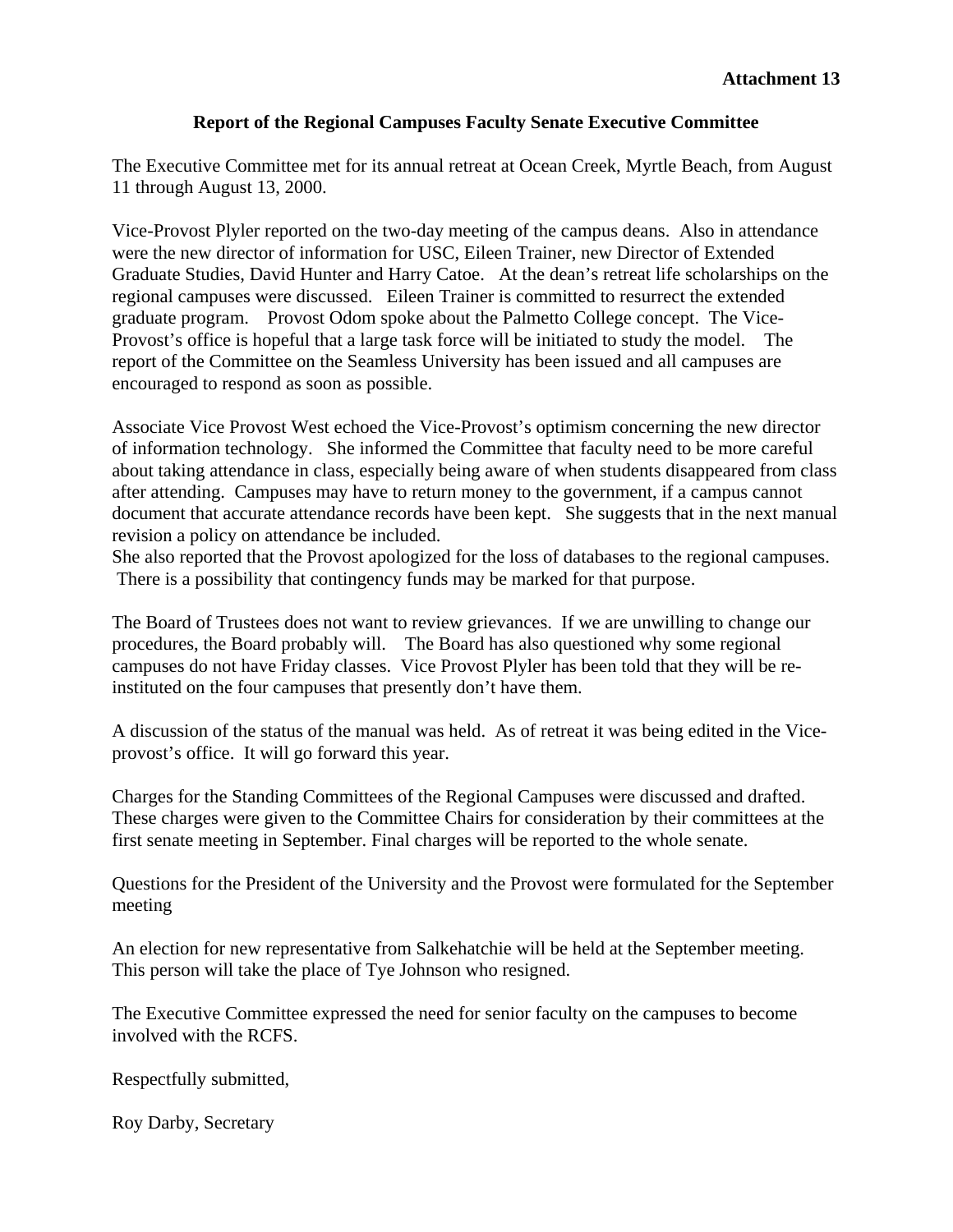**Attachment 13**

## Report of the Regional Campuses Faculty Senate Executive Committee

The Executive Committee met for its annual retreat at Ocean Creek, Myrtle Beach, from August 11 through August 13, 2000.

Vice-Provost Plyler reported on the two-day meeting of the campus deans. Also in attendance were the new director of information for USC, Eileen Trainer, new Director of Extended Graduate Studies, David Hunter and Harry Catoe. At the dean's retreat life scholarships on the regional campuses were discussed. Eileen Trainer is committed to resurrect the extended graduate program. Provost Odom spoke about the Palmetto College concept. The Vice-Provost's office is hopeful that a large task force will be initiated to study the model. The report of the Committee on the Seamless University has been issued and all campuses are encouraged to respond as soon as possible.

Associate Vice Provost West echoed the Vice-Provost's optimism concerning the new director of information technology. She informed the Committee that faculty need to be more careful about taking attendance in class, especially being aware of when students disappeared from class after attending. Campuses may have to return money to the government, if a campus cannot document that accurate attendance records have been kept. She suggests that in the next manual revision a policy on attendance be included.
She also reported that the Provost apologized for the loss of databases to the regional campuses. There is a possibility that contingency funds may be marked for that purpose.

The Board of Trustees does not want to review grievances. If we are unwilling to change our procedures, the Board probably will. The Board has also questioned why some regional campuses do not have Friday classes. Vice Provost Plyler has been told that they will be re-instituted on the four campuses that presently don't have them.

A discussion of the status of the manual was held. As of retreat it was being edited in the Vice-provost's office. It will go forward this year.

Charges for the Standing Committees of the Regional Campuses were discussed and drafted. These charges were given to the Committee Chairs for consideration by their committees at the first senate meeting in September. Final charges will be reported to the whole senate.

Questions for the President of the University and the Provost were formulated for the September meeting

An election for new representative from Salkehatchie will be held at the September meeting. This person will take the place of Tye Johnson who resigned.

The Executive Committee expressed the need for senior faculty on the campuses to become involved with the RCFS.

Respectfully submitted,

Roy Darby, Secretary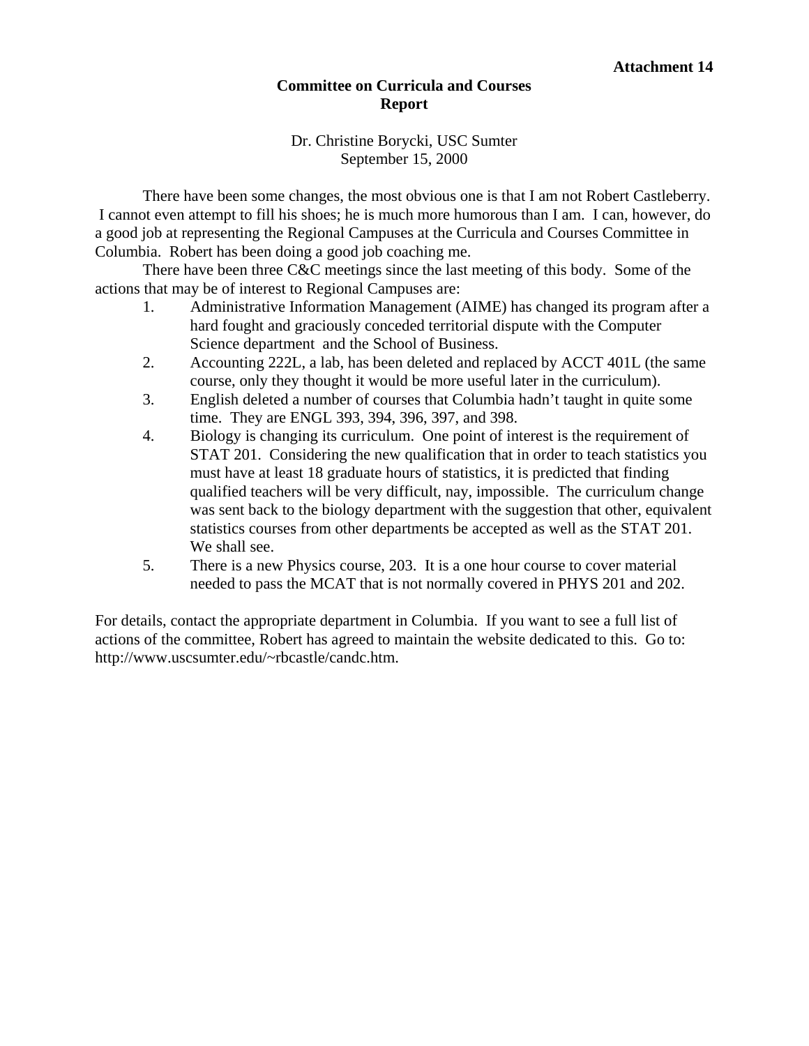**Attachment 14**

# Committee on Curricula and Courses Report

Dr. Christine Borycki, USC Sumter
September 15, 2000

There have been some changes, the most obvious one is that I am not Robert Castleberry. I cannot even attempt to fill his shoes; he is much more humorous than I am. I can, however, do a good job at representing the Regional Campuses at the Curricula and Courses Committee in Columbia. Robert has been doing a good job coaching me.

There have been three C&C meetings since the last meeting of this body. Some of the actions that may be of interest to Regional Campuses are:

1. Administrative Information Management (AIME) has changed its program after a hard fought and graciously conceded territorial dispute with the Computer Science department and the School of Business.
2. Accounting 222L, a lab, has been deleted and replaced by ACCT 401L (the same course, only they thought it would be more useful later in the curriculum).
3. English deleted a number of courses that Columbia hadn't taught in quite some time. They are ENGL 393, 394, 396, 397, and 398.
4. Biology is changing its curriculum. One point of interest is the requirement of STAT 201. Considering the new qualification that in order to teach statistics you must have at least 18 graduate hours of statistics, it is predicted that finding qualified teachers will be very difficult, nay, impossible. The curriculum change was sent back to the biology department with the suggestion that other, equivalent statistics courses from other departments be accepted as well as the STAT 201. We shall see.
5. There is a new Physics course, 203. It is a one hour course to cover material needed to pass the MCAT that is not normally covered in PHYS 201 and 202.

For details, contact the appropriate department in Columbia. If you want to see a full list of actions of the committee, Robert has agreed to maintain the website dedicated to this. Go to: http://www.uscsumter.edu/~rbcastle/candc.htm.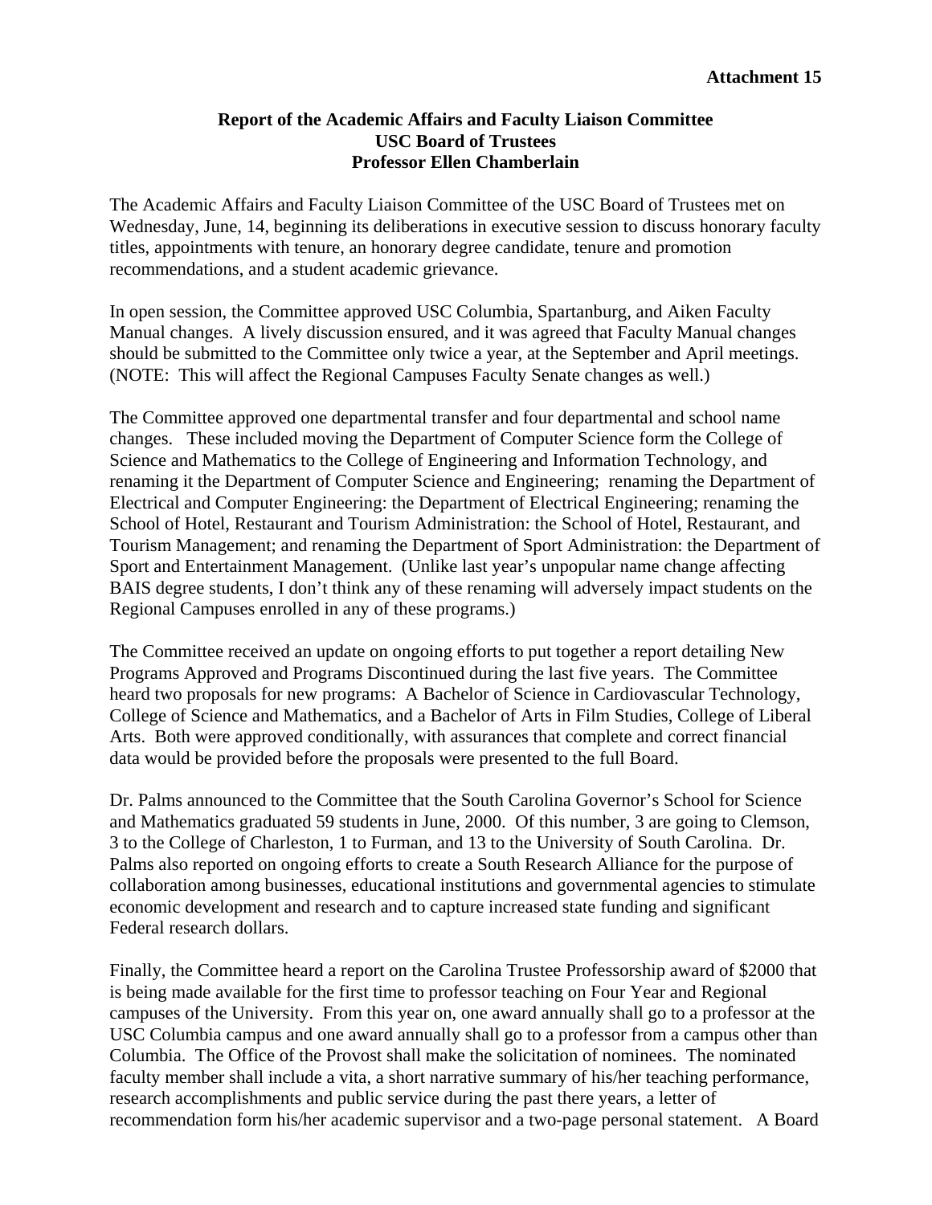**Attachment 15**

**Report of the Academic Affairs and Faculty Liaison Committee**
**USC Board of Trustees**
**Professor Ellen Chamberlain**

The Academic Affairs and Faculty Liaison Committee of the USC Board of Trustees met on Wednesday, June, 14, beginning its deliberations in executive session to discuss honorary faculty titles, appointments with tenure, an honorary degree candidate, tenure and promotion recommendations, and a student academic grievance.

In open session, the Committee approved USC Columbia, Spartanburg, and Aiken Faculty Manual changes. A lively discussion ensured, and it was agreed that Faculty Manual changes should be submitted to the Committee only twice a year, at the September and April meetings. (NOTE: This will affect the Regional Campuses Faculty Senate changes as well.)

The Committee approved one departmental transfer and four departmental and school name changes. These included moving the Department of Computer Science form the College of Science and Mathematics to the College of Engineering and Information Technology, and renaming it the Department of Computer Science and Engineering; renaming the Department of Electrical and Computer Engineering: the Department of Electrical Engineering; renaming the School of Hotel, Restaurant and Tourism Administration: the School of Hotel, Restaurant, and Tourism Management; and renaming the Department of Sport Administration: the Department of Sport and Entertainment Management. (Unlike last year's unpopular name change affecting BAIS degree students, I don't think any of these renaming will adversely impact students on the Regional Campuses enrolled in any of these programs.)

The Committee received an update on ongoing efforts to put together a report detailing New Programs Approved and Programs Discontinued during the last five years. The Committee heard two proposals for new programs: A Bachelor of Science in Cardiovascular Technology, College of Science and Mathematics, and a Bachelor of Arts in Film Studies, College of Liberal Arts. Both were approved conditionally, with assurances that complete and correct financial data would be provided before the proposals were presented to the full Board.

Dr. Palms announced to the Committee that the South Carolina Governor's School for Science and Mathematics graduated 59 students in June, 2000. Of this number, 3 are going to Clemson, 3 to the College of Charleston, 1 to Furman, and 13 to the University of South Carolina. Dr. Palms also reported on ongoing efforts to create a South Research Alliance for the purpose of collaboration among businesses, educational institutions and governmental agencies to stimulate economic development and research and to capture increased state funding and significant Federal research dollars.

Finally, the Committee heard a report on the Carolina Trustee Professorship award of $2000 that is being made available for the first time to professor teaching on Four Year and Regional campuses of the University. From this year on, one award annually shall go to a professor at the USC Columbia campus and one award annually shall go to a professor from a campus other than Columbia. The Office of the Provost shall make the solicitation of nominees. The nominated faculty member shall include a vita, a short narrative summary of his/her teaching performance, research accomplishments and public service during the past there years, a letter of recommendation form his/her academic supervisor and a two-page personal statement. A Board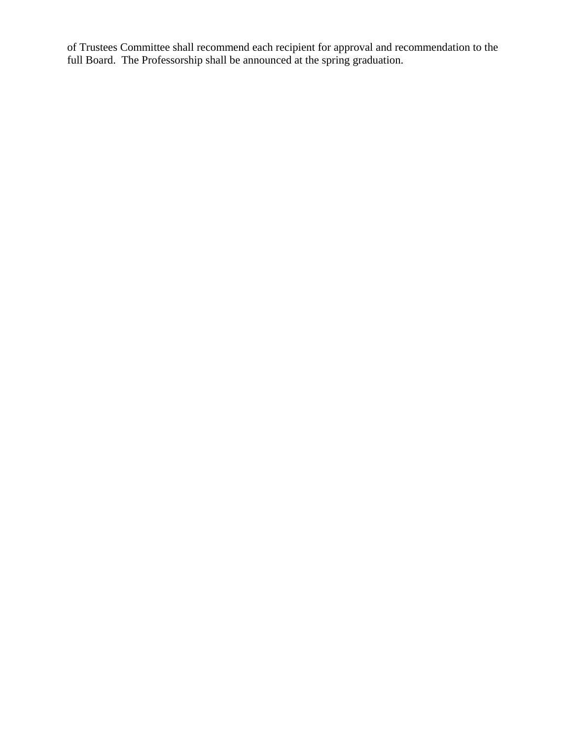of Trustees Committee shall recommend each recipient for approval and recommendation to the full Board. The Professorship shall be announced at the spring graduation.